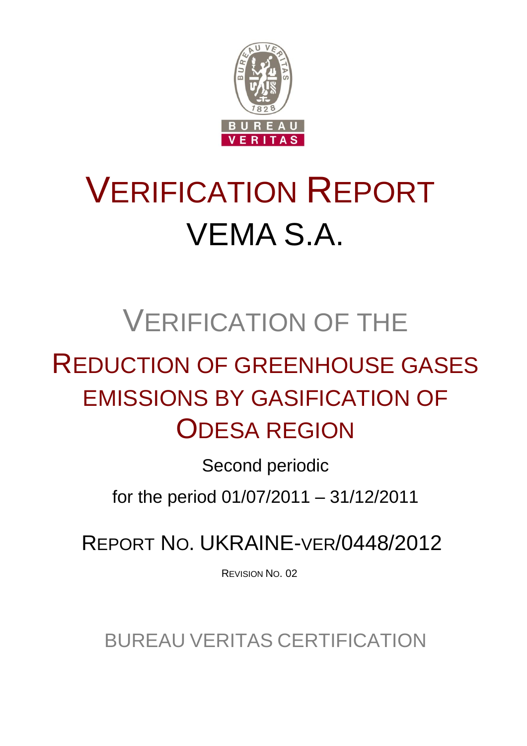# VERIFICATION REPORT

# VEMA S.A.

## VERIFICATION OF THE

## REDUCTION OF GREENHOUSE GASES EMISSIONS BY GASIFICATION OF ODESA REGION

Second periodic

for the period 01/07/2011 – 31/12/2011

REPORT NO. UKRAINE-VER/0448/2012

REVISION NO. 02

BUREAU VERITAS CERTIFICATION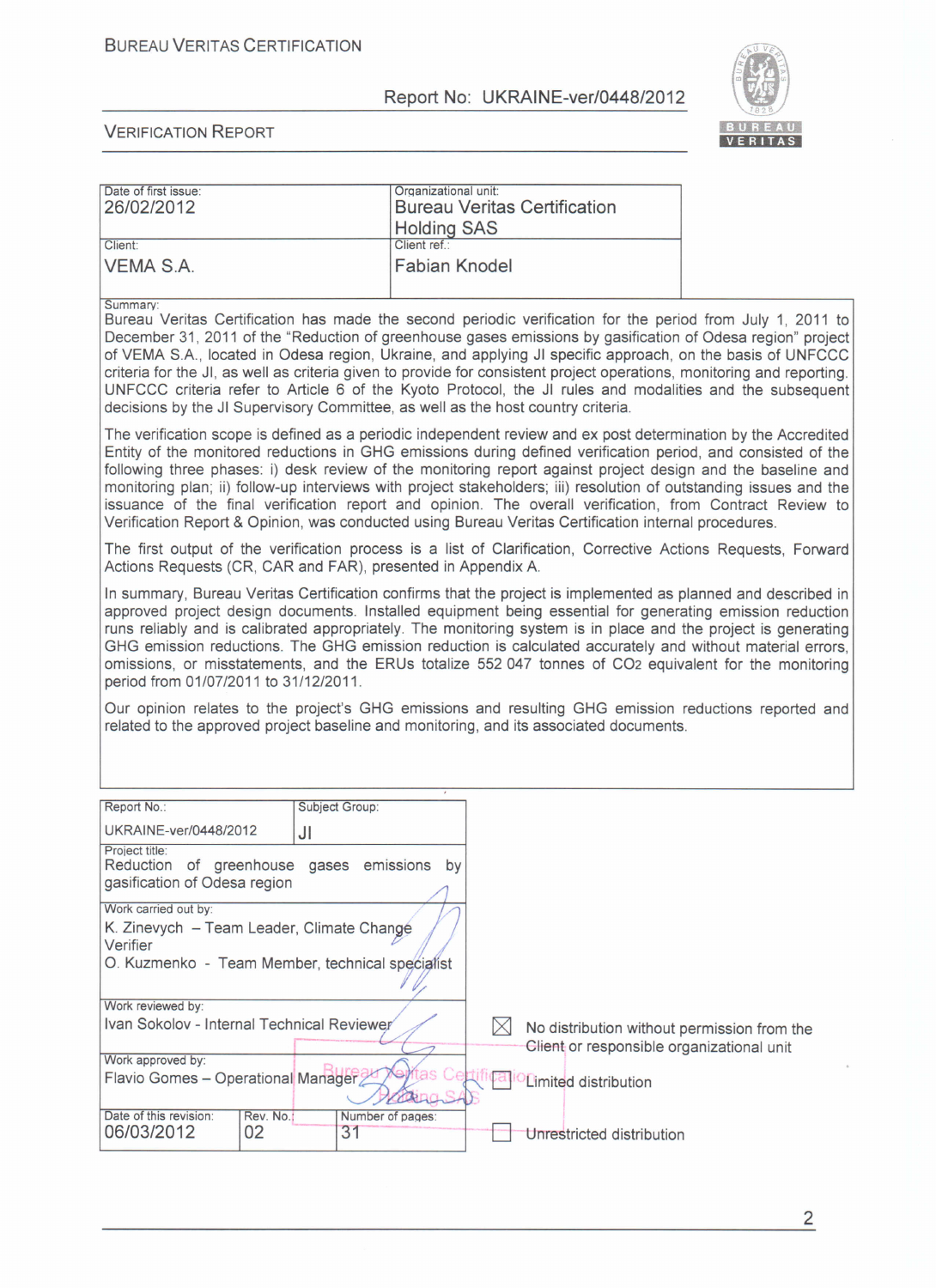BUREAU VERITAS CERTIFICATION

Report No: UKRAINE-ver/0448/2012

VERIFICATION REPORT

| Date of first issue: 26/02/2012 | Organizational unit: Bureau Veritas Certification Holding SAS |
|---|---|
| Client: VEMA S.A. | Client ref.: Fabian Knodel |

Summary:

Bureau Veritas Certification has made the second periodic verification for the period from July 1, 2011 to December 31, 2011 of the "Reduction of greenhouse gases emissions by gasification of Odesa region" project of VEMA S.A., located in Odesa region, Ukraine, and applying JI specific approach, on the basis of UNFCCC criteria for the JI, as well as criteria given to provide for consistent project operations, monitoring and reporting. UNFCCC criteria refer to Article 6 of the Kyoto Protocol, the JI rules and modalities and the subsequent decisions by the JI Supervisory Committee, as well as the host country criteria.

The verification scope is defined as a periodic independent review and ex post determination by the Accredited Entity of the monitored reductions in GHG emissions during defined verification period, and consisted of the following three phases: i) desk review of the monitoring report against project design and the baseline and monitoring plan; ii) follow-up interviews with project stakeholders; iii) resolution of outstanding issues and the issuance of the final verification report and opinion. The overall verification, from Contract Review to Verification Report & Opinion, was conducted using Bureau Veritas Certification internal procedures.

The first output of the verification process is a list of Clarification, Corrective Actions Requests, Forward Actions Requests (CR, CAR and FAR), presented in Appendix A.

In summary, Bureau Veritas Certification confirms that the project is implemented as planned and described in approved project design documents. Installed equipment being essential for generating emission reduction runs reliably and is calibrated appropriately. The monitoring system is in place and the project is generating GHG emission reductions. The GHG emission reduction is calculated accurately and without material errors, omissions, or misstatements, and the ERUs totalize 552 047 tonnes of $CO_2$ equivalent for the monitoring period from 01/07/2011 to 31/12/2011.

Our opinion relates to the project's GHG emissions and resulting GHG emission reductions reported and related to the approved project baseline and monitoring, and its associated documents.

| Report No.: UKRAINE-ver/0448/2012 | | Subject Group: JI |
|---|---|---|
| Project title: Reduction of greenhouse gases emissions by gasification of Odesa region | | |
| Work carried out by: K. Zinevych – Team Leader, Climate Change Verifier; O. Kuzmenko - Team Member, technical specialist | | |
| Work reviewed by: Ivan Sokolov - Internal Technical Reviewer | | |
| Work approved by: Flavio Gomes – Operational Manager | | |
| Date of this revision: 06/03/2012 | Rev. No.: 02 | Number of pages: 31 |

☒ No distribution without permission from the Client or responsible organizational unit

☐ Limited distribution

☐ Unrestricted distribution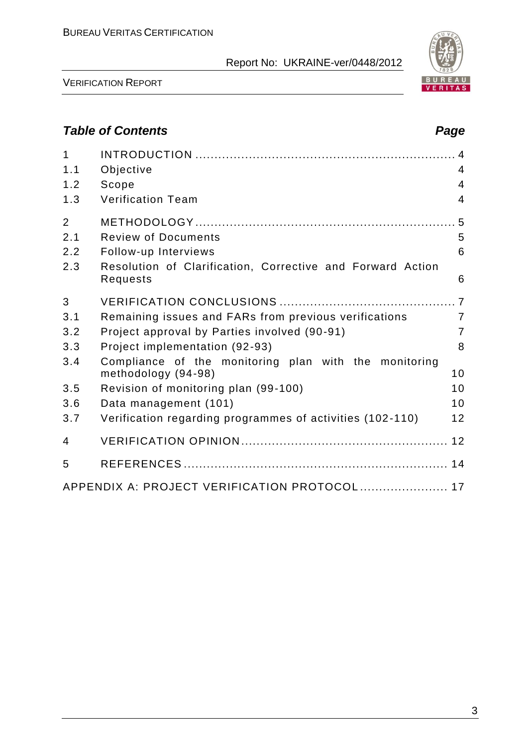## Table of Contents

| | | Page |
|---|---|---|
| 1 | INTRODUCTION | 4 |
| 1.1 | Objective | 4 |
| 1.2 | Scope | 4 |
| 1.3 | Verification Team | 4 |
| 2 | METHODOLOGY | 5 |
| 2.1 | Review of Documents | 5 |
| 2.2 | Follow-up Interviews | 6 |
| 2.3 | Resolution of Clarification, Corrective and Forward Action Requests | 6 |
| 3 | VERIFICATION CONCLUSIONS | 7 |
| 3.1 | Remaining issues and FARs from previous verifications | 7 |
| 3.2 | Project approval by Parties involved (90-91) | 7 |
| 3.3 | Project implementation (92-93) | 8 |
| 3.4 | Compliance of the monitoring plan with the monitoring methodology (94-98) | 10 |
| 3.5 | Revision of monitoring plan (99-100) | 10 |
| 3.6 | Data management (101) | 10 |
| 3.7 | Verification regarding programmes of activities (102-110) | 12 |
| 4 | VERIFICATION OPINION | 12 |
| 5 | REFERENCES | 14 |
| | APPENDIX A: PROJECT VERIFICATION PROTOCOL | 17 |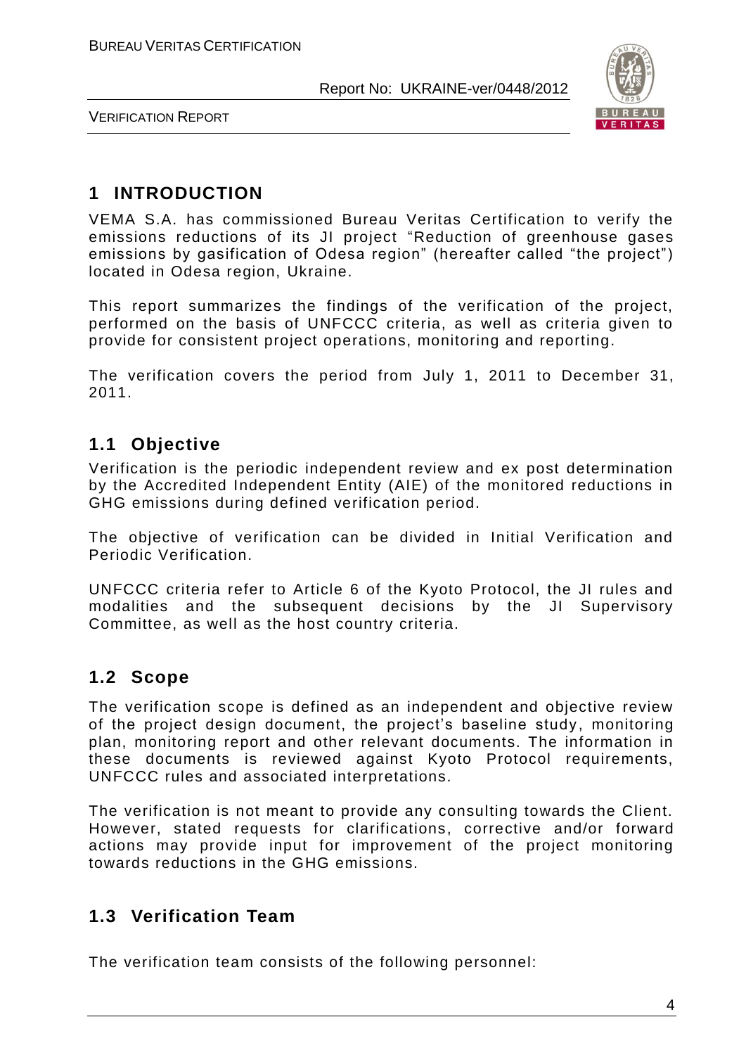# 1 INTRODUCTION

VEMA S.A. has commissioned Bureau Veritas Certification to verify the emissions reductions of its JI project "Reduction of greenhouse gases emissions by gasification of Odesa region" (hereafter called "the project") located in Odesa region, Ukraine.

This report summarizes the findings of the verification of the project, performed on the basis of UNFCCC criteria, as well as criteria given to provide for consistent project operations, monitoring and reporting.

The verification covers the period from July 1, 2011 to December 31, 2011.

## 1.1 Objective

Verification is the periodic independent review and ex post determination by the Accredited Independent Entity (AIE) of the monitored reductions in GHG emissions during defined verification period.

The objective of verification can be divided in Initial Verification and Periodic Verification.

UNFCCC criteria refer to Article 6 of the Kyoto Protocol, the JI rules and modalities and the subsequent decisions by the JI Supervisory Committee, as well as the host country criteria.

## 1.2 Scope

The verification scope is defined as an independent and objective review of the project design document, the project's baseline study, monitoring plan, monitoring report and other relevant documents. The information in these documents is reviewed against Kyoto Protocol requirements, UNFCCC rules and associated interpretations.

The verification is not meant to provide any consulting towards the Client. However, stated requests for clarifications, corrective and/or forward actions may provide input for improvement of the project monitoring towards reductions in the GHG emissions.

## 1.3 Verification Team

The verification team consists of the following personnel: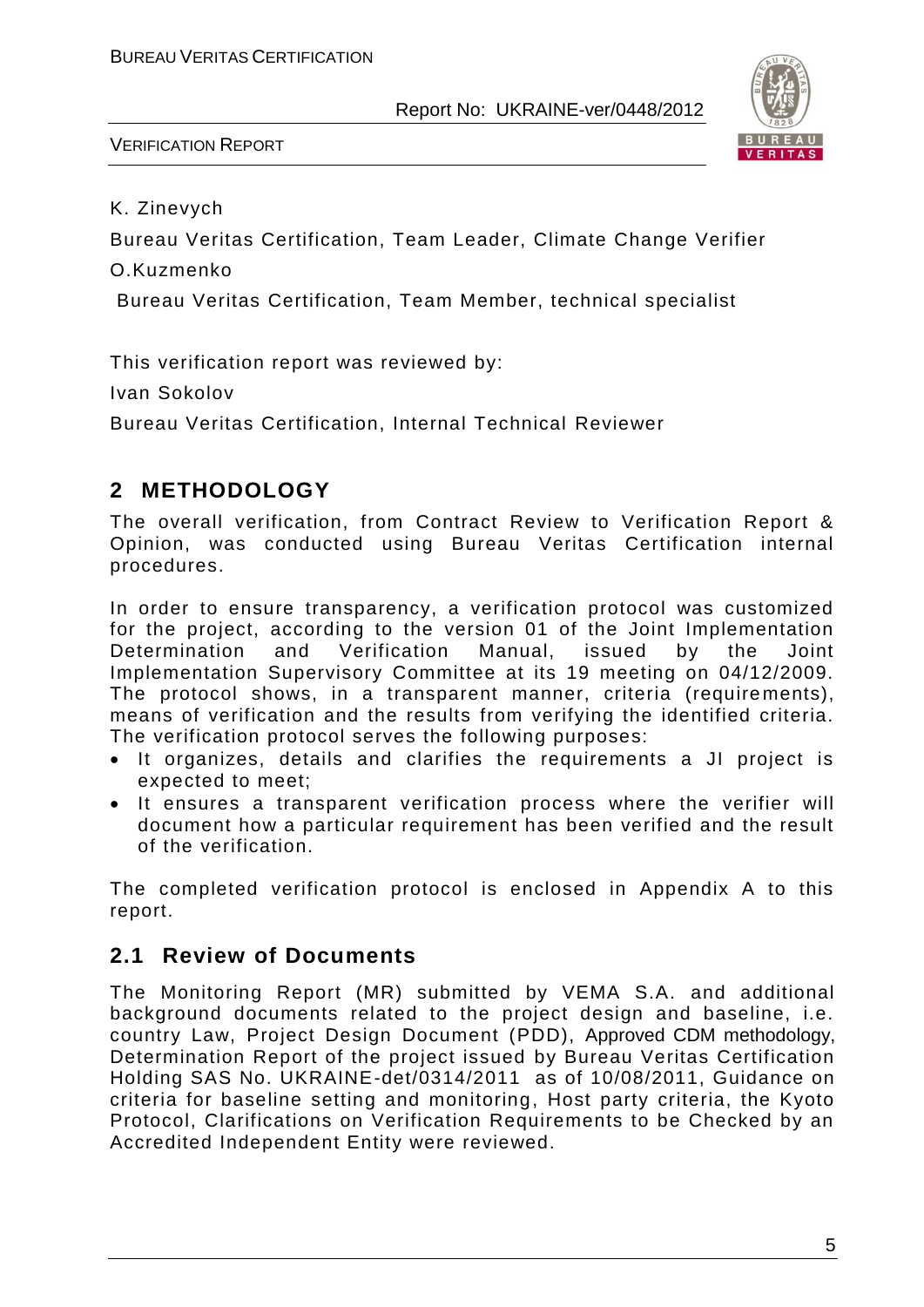K. Zinevych

Bureau Veritas Certification, Team Leader, Climate Change Verifier

O.Kuzmenko

Bureau Veritas Certification, Team Member, technical specialist

This verification report was reviewed by:

Ivan Sokolov

Bureau Veritas Certification, Internal Technical Reviewer

## 2 METHODOLOGY

The overall verification, from Contract Review to Verification Report & Opinion, was conducted using Bureau Veritas Certification internal procedures.

In order to ensure transparency, a verification protocol was customized for the project, according to the version 01 of the Joint Implementation Determination and Verification Manual, issued by the Joint Implementation Supervisory Committee at its 19 meeting on 04/12/2009. The protocol shows, in a transparent manner, criteria (requirements), means of verification and the results from verifying the identified criteria. The verification protocol serves the following purposes:

- It organizes, details and clarifies the requirements a JI project is expected to meet;
- It ensures a transparent verification process where the verifier will document how a particular requirement has been verified and the result of the verification.

The completed verification protocol is enclosed in Appendix A to this report.

### 2.1 Review of Documents

The Monitoring Report (MR) submitted by VEMA S.A. and additional background documents related to the project design and baseline, i.e. country Law, Project Design Document (PDD), Approved CDM methodology, Determination Report of the project issued by Bureau Veritas Certification Holding SAS No. UKRAINE-det/0314/2011 as of 10/08/2011, Guidance on criteria for baseline setting and monitoring, Host party criteria, the Kyoto Protocol, Clarifications on Verification Requirements to be Checked by an Accredited Independent Entity were reviewed.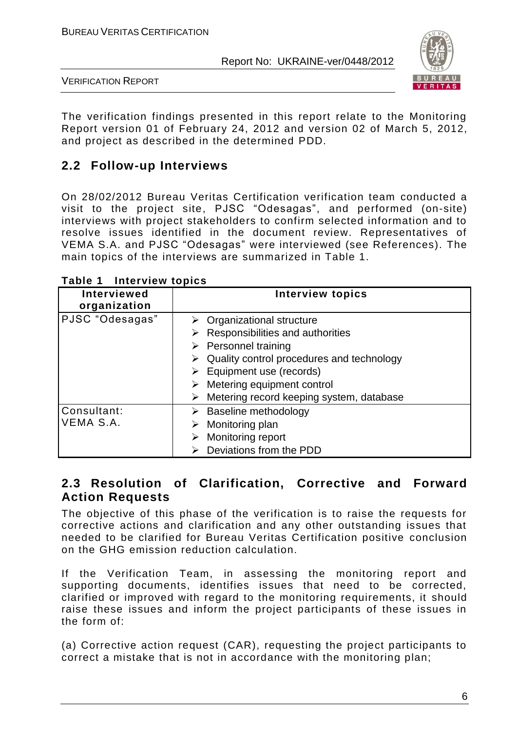The verification findings presented in this report relate to the Monitoring Report version 01 of February 24, 2012 and version 02 of March 5, 2012, and project as described in the determined PDD.

## 2.2 Follow-up Interviews

On 28/02/2012 Bureau Veritas Certification verification team conducted a visit to the project site, PJSC "Odesagas", and performed (on-site) interviews with project stakeholders to confirm selected information and to resolve issues identified in the document review. Representatives of VEMA S.A. and PJSC "Odesagas" were interviewed (see References). The main topics of the interviews are summarized in Table 1.

**Table 1 Interview topics**

| Interviewed organization | Interview topics |
|---|---|
| PJSC "Odesagas" | ➢ Organizational structure<br>➢ Responsibilities and authorities<br>➢ Personnel training<br>➢ Quality control procedures and technology<br>➢ Equipment use (records)<br>➢ Metering equipment control<br>➢ Metering record keeping system, database |
| Consultant: VEMA S.A. | ➢ Baseline methodology<br>➢ Monitoring plan<br>➢ Monitoring report<br>➢ Deviations from the PDD |

## 2.3 Resolution of Clarification, Corrective and Forward Action Requests

The objective of this phase of the verification is to raise the requests for corrective actions and clarification and any other outstanding issues that needed to be clarified for Bureau Veritas Certification positive conclusion on the GHG emission reduction calculation.

If the Verification Team, in assessing the monitoring report and supporting documents, identifies issues that need to be corrected, clarified or improved with regard to the monitoring requirements, it should raise these issues and inform the project participants of these issues in the form of:

(a) Corrective action request (CAR), requesting the project participants to correct a mistake that is not in accordance with the monitoring plan;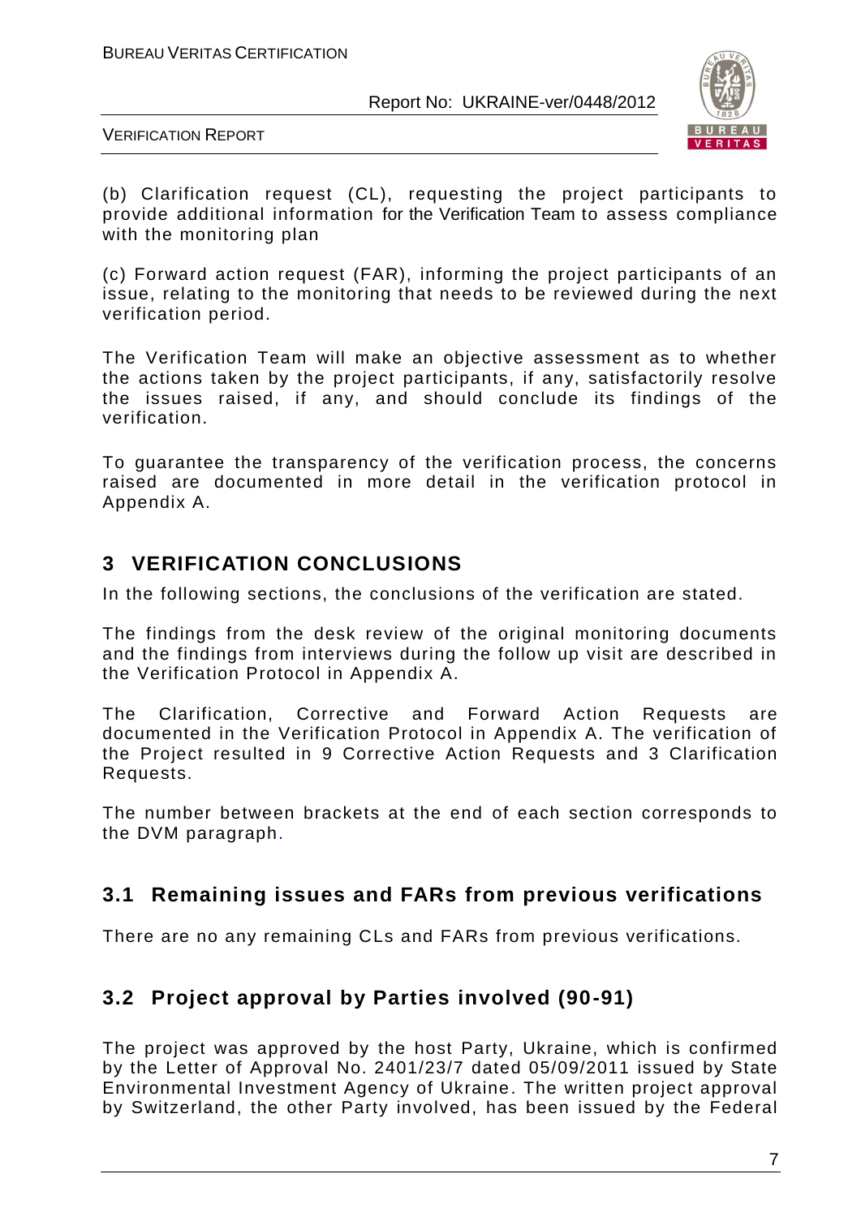(b) Clarification request (CL), requesting the project participants to provide additional information for the Verification Team to assess compliance with the monitoring plan

(c) Forward action request (FAR), informing the project participants of an issue, relating to the monitoring that needs to be reviewed during the next verification period.

The Verification Team will make an objective assessment as to whether the actions taken by the project participants, if any, satisfactorily resolve the issues raised, if any, and should conclude its findings of the verification.

To guarantee the transparency of the verification process, the concerns raised are documented in more detail in the verification protocol in Appendix A.

# 3 VERIFICATION CONCLUSIONS

In the following sections, the conclusions of the verification are stated.

The findings from the desk review of the original monitoring documents and the findings from interviews during the follow up visit are described in the Verification Protocol in Appendix A.

The Clarification, Corrective and Forward Action Requests are documented in the Verification Protocol in Appendix A. The verification of the Project resulted in 9 Corrective Action Requests and 3 Clarification Requests.

The number between brackets at the end of each section corresponds to the DVM paragraph.

## 3.1 Remaining issues and FARs from previous verifications

There are no any remaining CLs and FARs from previous verifications.

## 3.2 Project approval by Parties involved (90-91)

The project was approved by the host Party, Ukraine, which is confirmed by the Letter of Approval No. 2401/23/7 dated 05/09/2011 issued by State Environmental Investment Agency of Ukraine. The written project approval by Switzerland, the other Party involved, has been issued by the Federal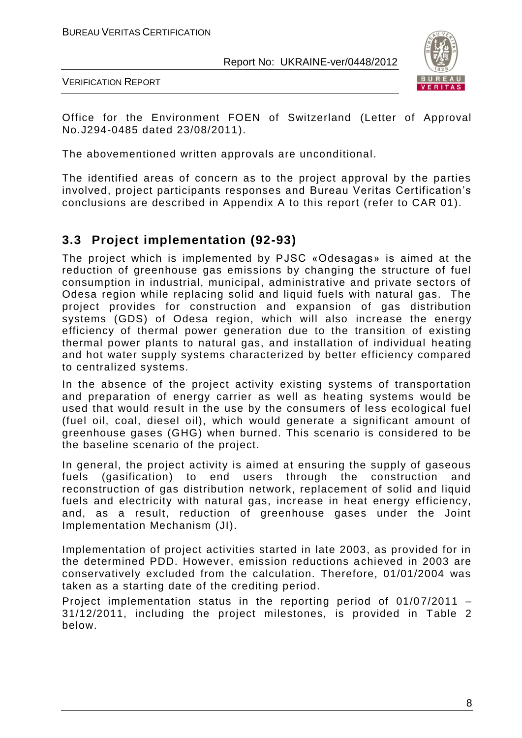Office for the Environment FOEN of Switzerland (Letter of Approval No.J294-0485 dated 23/08/2011).

The abovementioned written approvals are unconditional.

The identified areas of concern as to the project approval by the parties involved, project participants responses and Bureau Veritas Certification's conclusions are described in Appendix A to this report (refer to CAR 01).

## 3.3 Project implementation (92-93)

The project which is implemented by PJSC «Odesagas» is aimed at the reduction of greenhouse gas emissions by changing the structure of fuel consumption in industrial, municipal, administrative and private sectors of Odesa region while replacing solid and liquid fuels with natural gas. The project provides for construction and expansion of gas distribution systems (GDS) of Odesa region, which will also increase the energy efficiency of thermal power generation due to the transition of existing thermal power plants to natural gas, and installation of individual heating and hot water supply systems characterized by better efficiency compared to centralized systems.

In the absence of the project activity existing systems of transportation and preparation of energy carrier as well as heating systems would be used that would result in the use by the consumers of less ecological fuel (fuel oil, coal, diesel oil), which would generate a significant amount of greenhouse gases (GHG) when burned. This scenario is considered to be the baseline scenario of the project.

In general, the project activity is aimed at ensuring the supply of gaseous fuels (gasification) to end users through the construction and reconstruction of gas distribution network, replacement of solid and liquid fuels and electricity with natural gas, increase in heat energy efficiency, and, as a result, reduction of greenhouse gases under the Joint Implementation Mechanism (JI).

Implementation of project activities started in late 2003, as provided for in the determined PDD. However, emission reductions achieved in 2003 are conservatively excluded from the calculation. Therefore, 01/01/2004 was taken as a starting date of the crediting period.

Project implementation status in the reporting period of 01/07/2011 – 31/12/2011, including the project milestones, is provided in Table 2 below.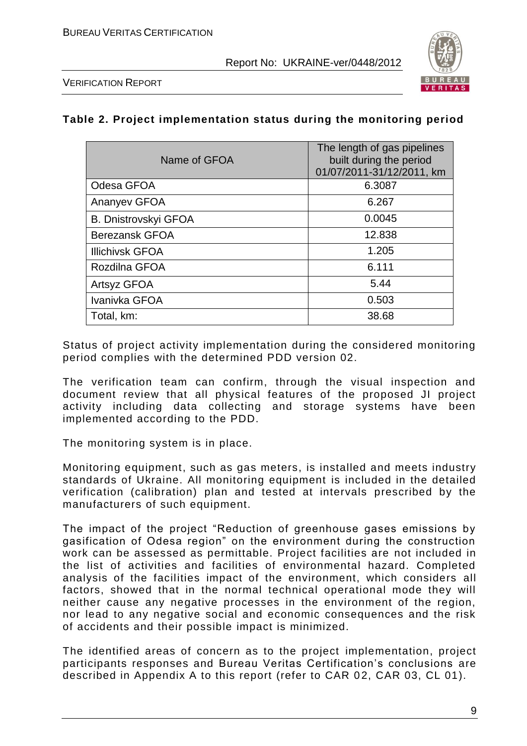**Table 2. Project implementation status during the monitoring period**

| Name of GFOA | The length of gas pipelines built during the period 01/07/2011-31/12/2011, km |
|---|---|
| Odesa GFOA | 6.3087 |
| Ananyev GFOA | 6.267 |
| B. Dnistrovskyi GFOA | 0.0045 |
| Berezansk GFOA | 12.838 |
| Illichivsk GFOA | 1.205 |
| Rozdilna GFOA | 6.111 |
| Artsyz GFOA | 5.44 |
| Ivanivka GFOA | 0.503 |
| Total, km: | 38.68 |

Status of project activity implementation during the considered monitoring period complies with the determined PDD version 02.

The verification team can confirm, through the visual inspection and document review that all physical features of the proposed JI project activity including data collecting and storage systems have been implemented according to the PDD.

The monitoring system is in place.

Monitoring equipment, such as gas meters, is installed and meets industry standards of Ukraine. All monitoring equipment is included in the detailed verification (calibration) plan and tested at intervals prescribed by the manufacturers of such equipment.

The impact of the project "Reduction of greenhouse gases emissions by gasification of Odesa region" on the environment during the construction work can be assessed as permittable. Project facilities are not included in the list of activities and facilities of environmental hazard. Completed analysis of the facilities impact of the environment, which considers all factors, showed that in the normal technical operational mode they will neither cause any negative processes in the environment of the region, nor lead to any negative social and economic consequences and the risk of accidents and their possible impact is minimized.

The identified areas of concern as to the project implementation, project participants responses and Bureau Veritas Certification's conclusions are described in Appendix A to this report (refer to CAR 02, CAR 03, CL 01).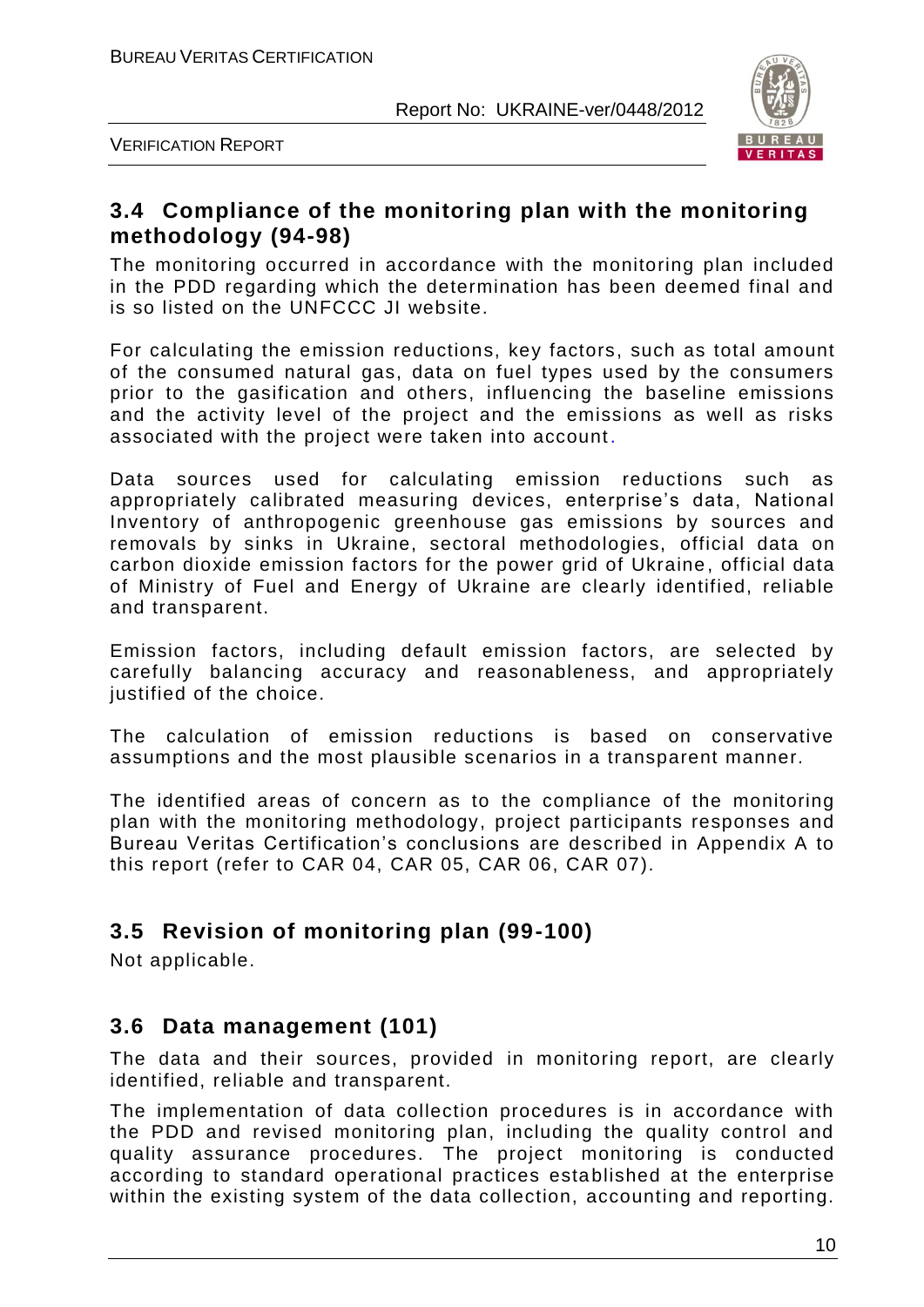## 3.4 Compliance of the monitoring plan with the monitoring methodology (94-98)

The monitoring occurred in accordance with the monitoring plan included in the PDD regarding which the determination has been deemed final and is so listed on the UNFCCC JI website.

For calculating the emission reductions, key factors, such as total amount of the consumed natural gas, data on fuel types used by the consumers prior to the gasification and others, influencing the baseline emissions and the activity level of the project and the emissions as well as risks associated with the project were taken into account.

Data sources used for calculating emission reductions such as appropriately calibrated measuring devices, enterprise's data, National Inventory of anthropogenic greenhouse gas emissions by sources and removals by sinks in Ukraine, sectoral methodologies, official data on carbon dioxide emission factors for the power grid of Ukraine, official data of Ministry of Fuel and Energy of Ukraine are clearly identified, reliable and transparent.

Emission factors, including default emission factors, are selected by carefully balancing accuracy and reasonableness, and appropriately justified of the choice.

The calculation of emission reductions is based on conservative assumptions and the most plausible scenarios in a transparent manner.

The identified areas of concern as to the compliance of the monitoring plan with the monitoring methodology, project participants responses and Bureau Veritas Certification's conclusions are described in Appendix A to this report (refer to CAR 04, CAR 05, CAR 06, CAR 07).

## 3.5 Revision of monitoring plan (99-100)

Not applicable.

## 3.6 Data management (101)

The data and their sources, provided in monitoring report, are clearly identified, reliable and transparent.

The implementation of data collection procedures is in accordance with the PDD and revised monitoring plan, including the quality control and quality assurance procedures. The project monitoring is conducted according to standard operational practices established at the enterprise within the existing system of the data collection, accounting and reporting.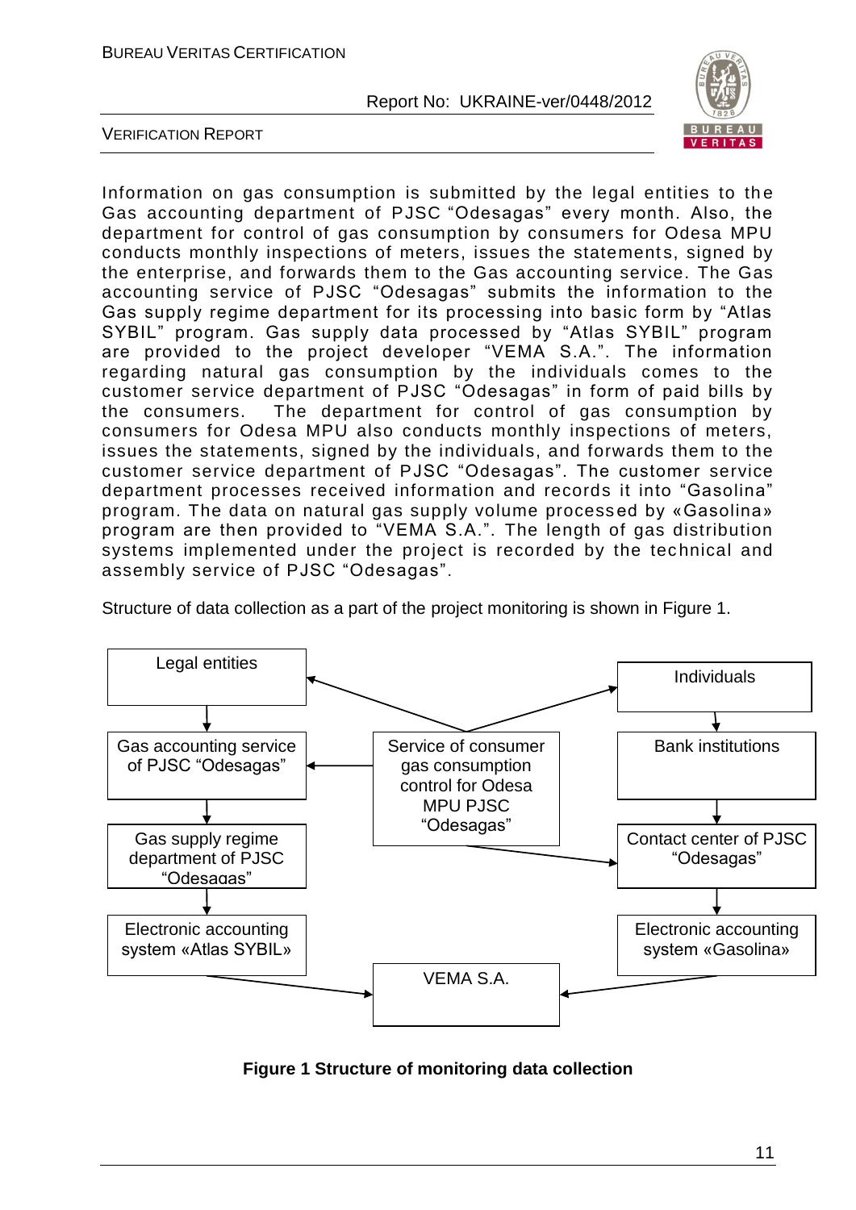Information on gas consumption is submitted by the legal entities to the Gas accounting department of PJSC "Odesagas" every month. Also, the department for control of gas consumption by consumers for Odesa MPU conducts monthly inspections of meters, issues the statements, signed by the enterprise, and forwards them to the Gas accounting service. The Gas accounting service of PJSC "Odesagas" submits the information to the Gas supply regime department for its processing into basic form by "Atlas SYBIL" program. Gas supply data processed by "Atlas SYBIL" program are provided to the project developer "VEMA S.A.". The information regarding natural gas consumption by the individuals comes to the customer service department of PJSC "Odesagas" in form of paid bills by the consumers. The department for control of gas consumption by consumers for Odesa MPU also conducts monthly inspections of meters, issues the statements, signed by the individuals, and forwards them to the customer service department of PJSC "Odesagas". The customer service department processes received information and records it into "Gasolina" program. The data on natural gas supply volume processed by «Gasolina» program are then provided to "VEMA S.A.". The length of gas distribution systems implemented under the project is recorded by the technical and assembly service of PJSC "Odesagas".

Structure of data collection as a part of the project monitoring is shown in Figure 1.

```
Legal entities                                                    Individuals
      ^      \                                              /          |
      |       \------ Service of consumer gas -------------/           v
      v               consumption control for                   Bank institutions
Gas accounting service  <-- Odesa MPU PJSC "Odesagas"                  |
of PJSC "Odesagas"                      \                              v
      |                                  \------------------> Contact center of PJSC
      v                                                          "Odesagas"
Gas supply regime department                                           |
of PJSC "Odesagas"                                                     v
      |                                                      Electronic accounting
      v                                                      system «Gasolina»
Electronic accounting                                                  |
system «Atlas SYBIL» ------------------> VEMA S.A. <-------------------/
```

**Figure 1 Structure of monitoring data collection**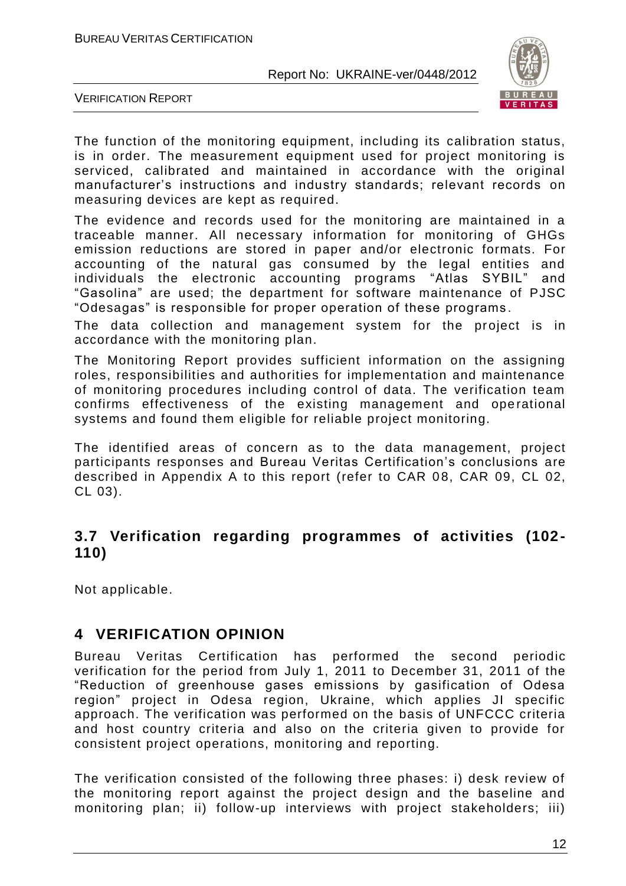The function of the monitoring equipment, including its calibration status, is in order. The measurement equipment used for project monitoring is serviced, calibrated and maintained in accordance with the original manufacturer's instructions and industry standards; relevant records on measuring devices are kept as required.

The evidence and records used for the monitoring are maintained in a traceable manner. All necessary information for monitoring of GHGs emission reductions are stored in paper and/or electronic formats. For accounting of the natural gas consumed by the legal entities and individuals the electronic accounting programs "Atlas SYBIL" and "Gasolina" are used; the department for software maintenance of PJSC "Odesagas" is responsible for proper operation of these programs.

The data collection and management system for the project is in accordance with the monitoring plan.

The Monitoring Report provides sufficient information on the assigning roles, responsibilities and authorities for implementation and maintenance of monitoring procedures including control of data. The verification team confirms effectiveness of the existing management and operational systems and found them eligible for reliable project monitoring.

The identified areas of concern as to the data management, project participants responses and Bureau Veritas Certification's conclusions are described in Appendix A to this report (refer to CAR 08, CAR 09, CL 02, CL 03).

### 3.7 Verification regarding programmes of activities (102-110)

Not applicable.

## 4 VERIFICATION OPINION

Bureau Veritas Certification has performed the second periodic verification for the period from July 1, 2011 to December 31, 2011 of the "Reduction of greenhouse gases emissions by gasification of Odesa region" project in Odesa region, Ukraine, which applies JI specific approach. The verification was performed on the basis of UNFCCC criteria and host country criteria and also on the criteria given to provide for consistent project operations, monitoring and reporting.

The verification consisted of the following three phases: i) desk review of the monitoring report against the project design and the baseline and monitoring plan; ii) follow-up interviews with project stakeholders; iii)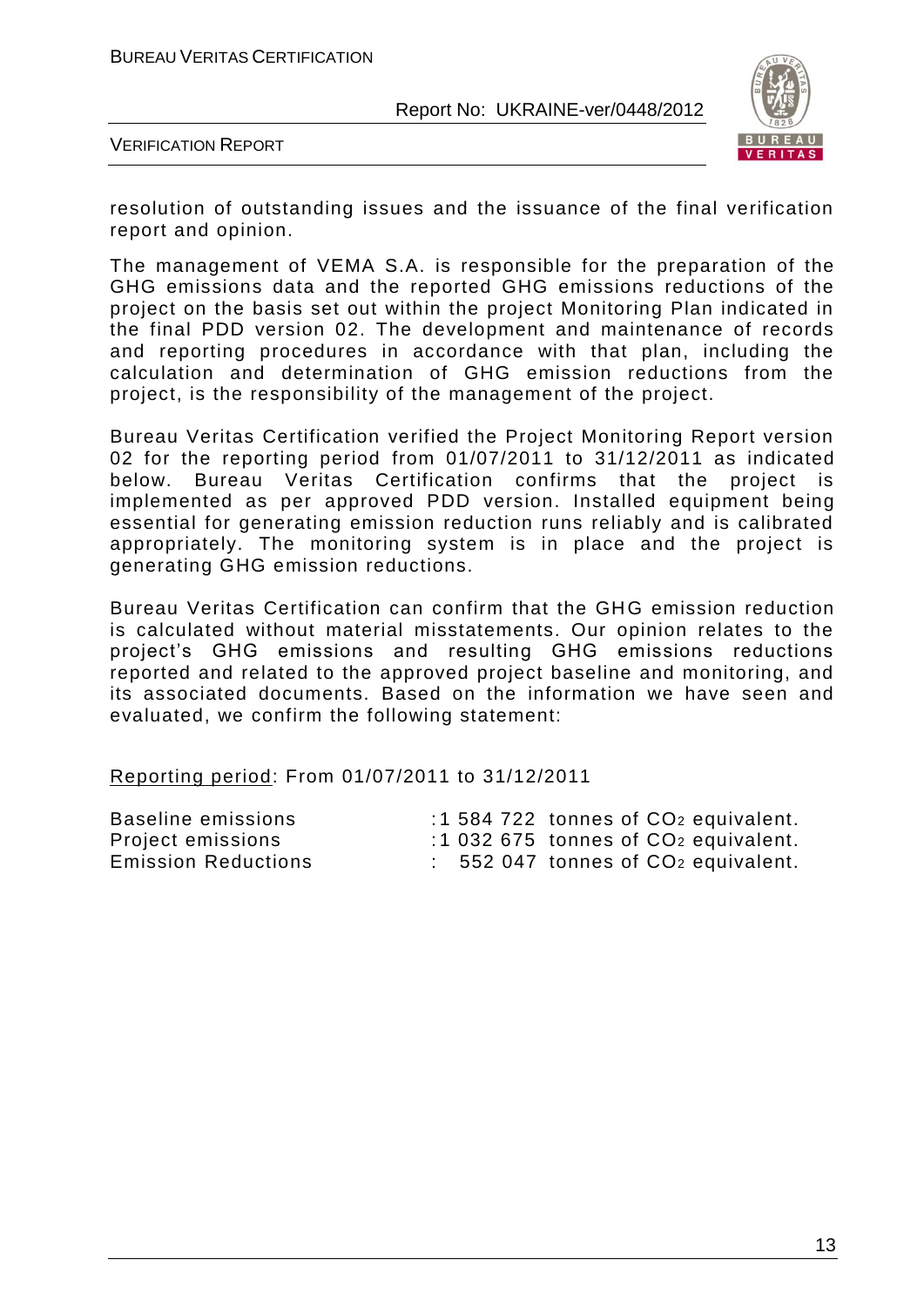resolution of outstanding issues and the issuance of the final verification report and opinion.

The management of VEMA S.A. is responsible for the preparation of the GHG emissions data and the reported GHG emissions reductions of the project on the basis set out within the project Monitoring Plan indicated in the final PDD version 02. The development and maintenance of records and reporting procedures in accordance with that plan, including the calculation and determination of GHG emission reductions from the project, is the responsibility of the management of the project.

Bureau Veritas Certification verified the Project Monitoring Report version 02 for the reporting period from 01/07/2011 to 31/12/2011 as indicated below. Bureau Veritas Certification confirms that the project is implemented as per approved PDD version. Installed equipment being essential for generating emission reduction runs reliably and is calibrated appropriately. The monitoring system is in place and the project is generating GHG emission reductions.

Bureau Veritas Certification can confirm that the GHG emission reduction is calculated without material misstatements. Our opinion relates to the project's GHG emissions and resulting GHG emissions reductions reported and related to the approved project baseline and monitoring, and its associated documents. Based on the information we have seen and evaluated, we confirm the following statement:

Reporting period: From 01/07/2011 to 31/12/2011

Baseline emissions : 1 584 722 tonnes of $CO_2$ equivalent.
Project emissions : 1 032 675 tonnes of $CO_2$ equivalent.
Emission Reductions : 552 047 tonnes of $CO_2$ equivalent.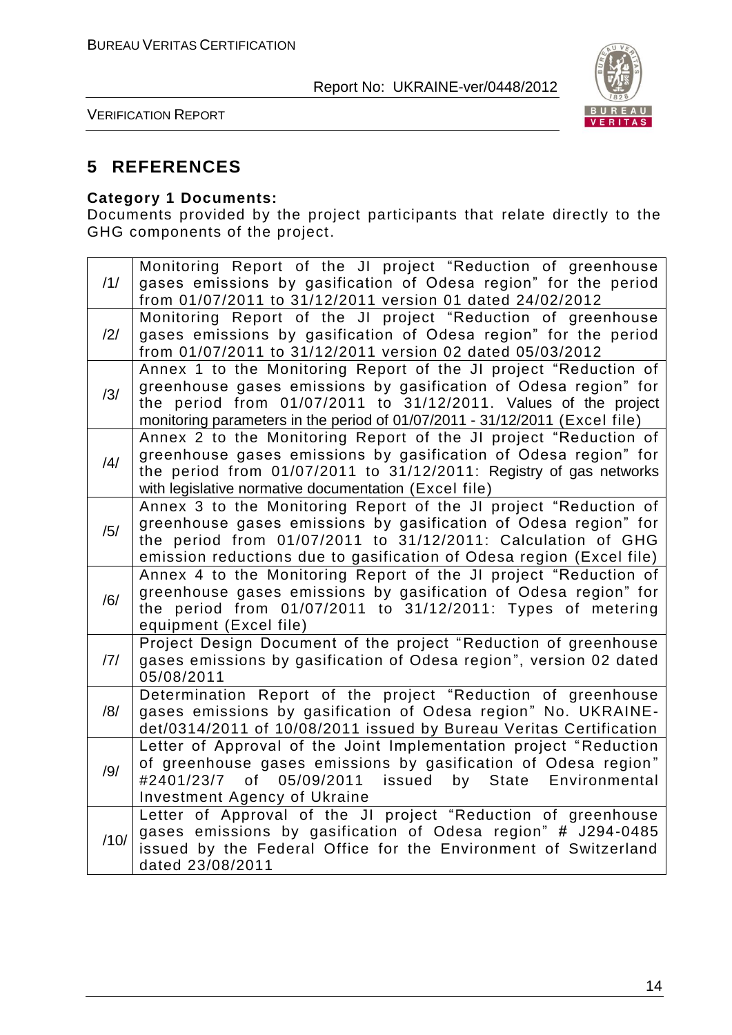# 5 REFERENCES

**Category 1 Documents:**
Documents provided by the project participants that relate directly to the GHG components of the project.

| | |
|---|---|
| /1/ | Monitoring Report of the JI project "Reduction of greenhouse gases emissions by gasification of Odesa region" for the period from 01/07/2011 to 31/12/2011 version 01 dated 24/02/2012 |
| /2/ | Monitoring Report of the JI project "Reduction of greenhouse gases emissions by gasification of Odesa region" for the period from 01/07/2011 to 31/12/2011 version 02 dated 05/03/2012 |
| /3/ | Annex 1 to the Monitoring Report of the JI project "Reduction of greenhouse gases emissions by gasification of Odesa region" for the period from 01/07/2011 to 31/12/2011. Values of the project monitoring parameters in the period of 01/07/2011 - 31/12/2011 (Excel file) |
| /4/ | Annex 2 to the Monitoring Report of the JI project "Reduction of greenhouse gases emissions by gasification of Odesa region" for the period from 01/07/2011 to 31/12/2011: Registry of gas networks with legislative normative documentation (Excel file) |
| /5/ | Annex 3 to the Monitoring Report of the JI project "Reduction of greenhouse gases emissions by gasification of Odesa region" for the period from 01/07/2011 to 31/12/2011: Calculation of GHG emission reductions due to gasification of Odesa region (Excel file) |
| /6/ | Annex 4 to the Monitoring Report of the JI project "Reduction of greenhouse gases emissions by gasification of Odesa region" for the period from 01/07/2011 to 31/12/2011: Types of metering equipment (Excel file) |
| /7/ | Project Design Document of the project "Reduction of greenhouse gases emissions by gasification of Odesa region", version 02 dated 05/08/2011 |
| /8/ | Determination Report of the project "Reduction of greenhouse gases emissions by gasification of Odesa region" No. UKRAINE-det/0314/2011 of 10/08/2011 issued by Bureau Veritas Certification |
| /9/ | Letter of Approval of the Joint Implementation project "Reduction of greenhouse gases emissions by gasification of Odesa region" #2401/23/7 of 05/09/2011 issued by State Environmental Investment Agency of Ukraine |
| /10/ | Letter of Approval of the JI project "Reduction of greenhouse gases emissions by gasification of Odesa region" # J294-0485 issued by the Federal Office for the Environment of Switzerland dated 23/08/2011 |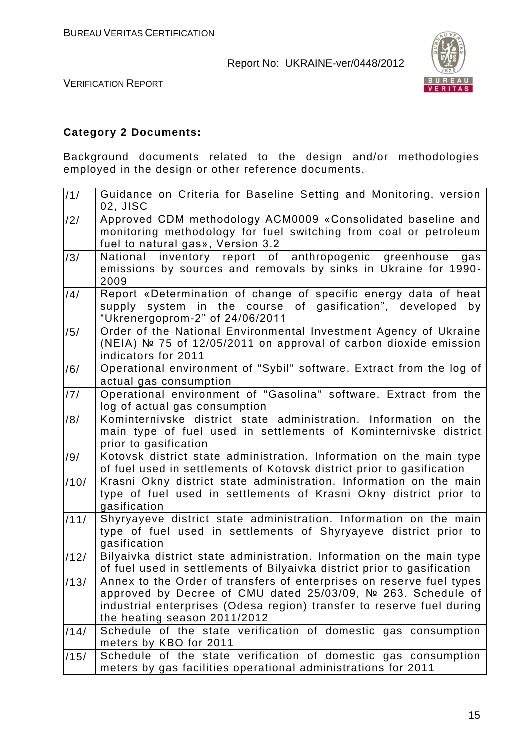**Category 2 Documents:**

Background documents related to the design and/or methodologies employed in the design or other reference documents.

| | |
|---|---|
| /1/ | Guidance on Criteria for Baseline Setting and Monitoring, version 02, JISC |
| /2/ | Approved CDM methodology ACM0009 «Consolidated baseline and monitoring methodology for fuel switching from coal or petroleum fuel to natural gas», Version 3.2 |
| /3/ | National inventory report of anthropogenic greenhouse gas emissions by sources and removals by sinks in Ukraine for 1990-2009 |
| /4/ | Report «Determination of change of specific energy data of heat supply system in the course of gasification", developed by "Ukrenergoprom-2" of 24/06/2011 |
| /5/ | Order of the National Environmental Investment Agency of Ukraine (NEIA) № 75 of 12/05/2011 on approval of carbon dioxide emission indicators for 2011 |
| /6/ | Operational environment of "Sybil" software. Extract from the log of actual gas consumption |
| /7/ | Operational environment of "Gasolina" software. Extract from the log of actual gas consumption |
| /8/ | Kominternivske district state administration. Information on the main type of fuel used in settlements of Kominternivske district prior to gasification |
| /9/ | Kotovsk district state administration. Information on the main type of fuel used in settlements of Kotovsk district prior to gasification |
| /10/ | Krasni Okny district state administration. Information on the main type of fuel used in settlements of Krasni Okny district prior to gasification |
| /11/ | Shyryayeve district state administration. Information on the main type of fuel used in settlements of Shyryayeve district prior to gasification |
| /12/ | Bilyaivka district state administration. Information on the main type of fuel used in settlements of Bilyaivka district prior to gasification |
| /13/ | Annex to the Order of transfers of enterprises on reserve fuel types approved by Decree of CMU dated 25/03/09, № 263. Schedule of industrial enterprises (Odesa region) transfer to reserve fuel during the heating season 2011/2012 |
| /14/ | Schedule of the state verification of domestic gas consumption meters by KBO for 2011 |
| /15/ | Schedule of the state verification of domestic gas consumption meters by gas facilities operational administrations for 2011 |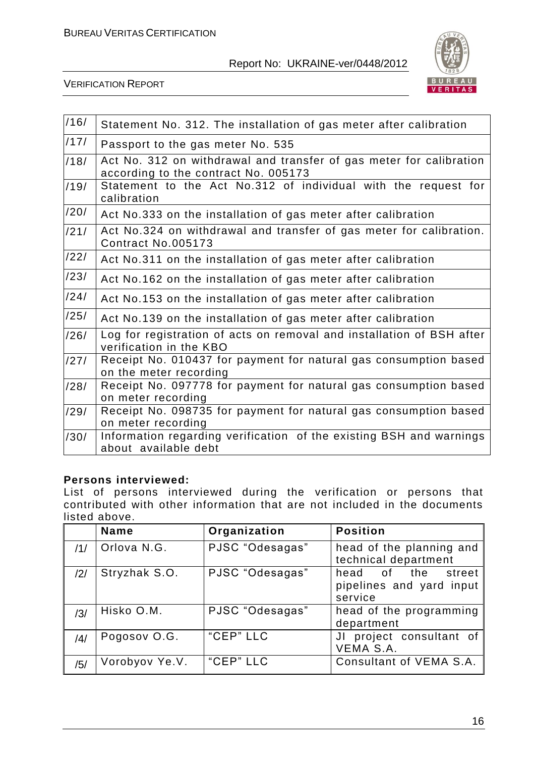| | |
|---|---|
| /16/ | Statement No. 312. The installation of gas meter after calibration |
| /17/ | Passport to the gas meter No. 535 |
| /18/ | Act No. 312 on withdrawal and transfer of gas meter for calibration according to the contract No. 005173 |
| /19/ | Statement to the Act No.312 of individual with the request for calibration |
| /20/ | Act No.333 on the installation of gas meter after calibration |
| /21/ | Act No.324 on withdrawal and transfer of gas meter for calibration. Contract No.005173 |
| /22/ | Act No.311 on the installation of gas meter after calibration |
| /23/ | Act No.162 on the installation of gas meter after calibration |
| /24/ | Act No.153 on the installation of gas meter after calibration |
| /25/ | Act No.139 on the installation of gas meter after calibration |
| /26/ | Log for registration of acts on removal and installation of BSH after verification in the KBO |
| /27/ | Receipt No. 010437 for payment for natural gas consumption based on the meter recording |
| /28/ | Receipt No. 097778 for payment for natural gas consumption based on meter recording |
| /29/ | Receipt No. 098735 for payment for natural gas consumption based on meter recording |
| /30/ | Information regarding verification of the existing BSH and warnings about available debt |

**Persons interviewed:**
List of persons interviewed during the verification or persons that contributed with other information that are not included in the documents listed above.

| | Name | Organization | Position |
|---|---|---|---|
| /1/ | Orlova N.G. | PJSC "Odesagas" | head of the planning and technical department |
| /2/ | Stryzhak S.O. | PJSC "Odesagas" | head of the street pipelines and yard input service |
| /3/ | Hisko O.M. | PJSC "Odesagas" | head of the programming department |
| /4/ | Pogosov O.G. | "CEP" LLC | JI project consultant of VEMA S.A. |
| /5/ | Vorobyov Ye.V. | "CEP" LLC | Consultant of VEMA S.A. |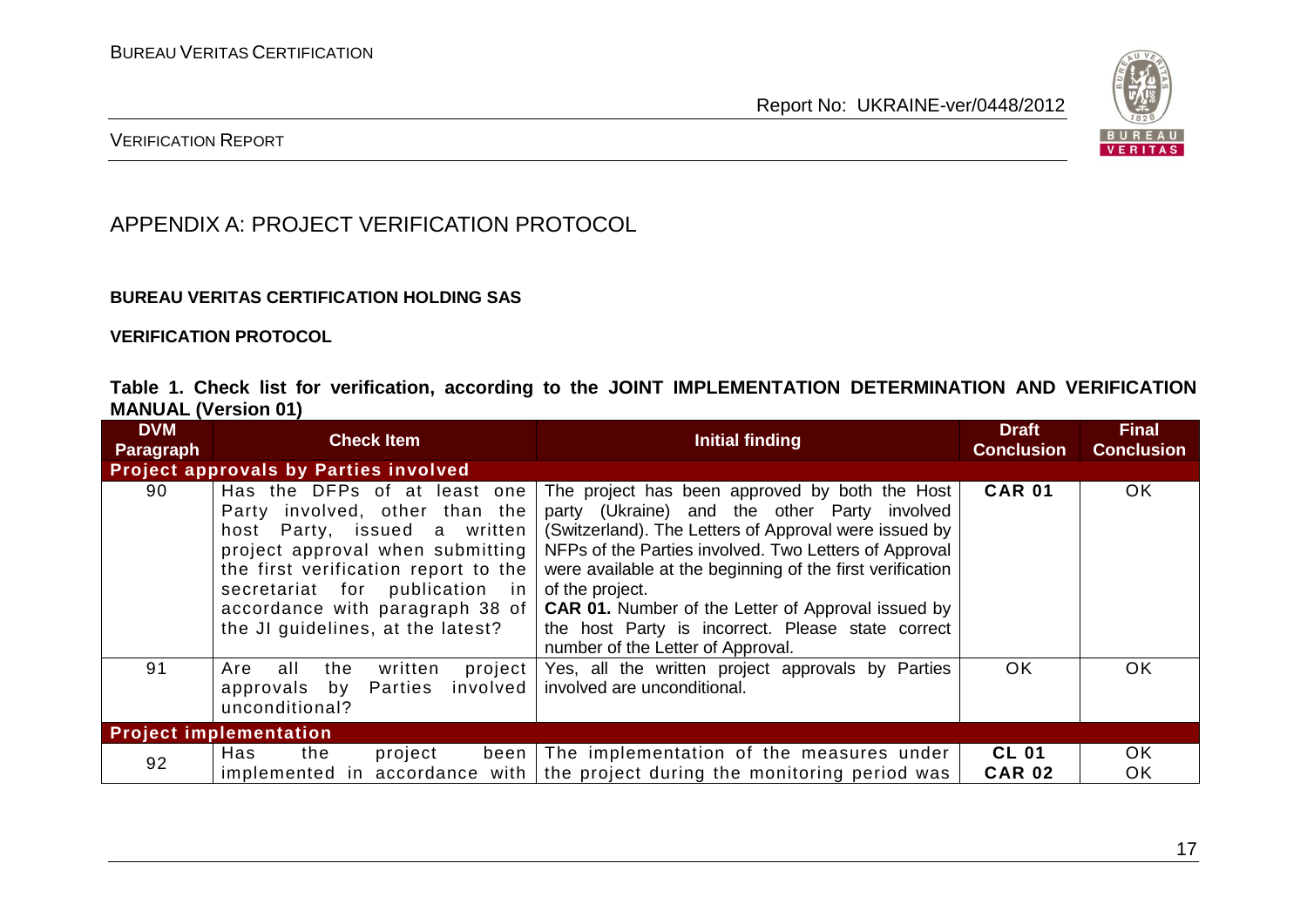# APPENDIX A: PROJECT VERIFICATION PROTOCOL

**BUREAU VERITAS CERTIFICATION HOLDING SAS**

**VERIFICATION PROTOCOL**

**Table 1. Check list for verification, according to the JOINT IMPLEMENTATION DETERMINATION AND VERIFICATION MANUAL (Version 01)**

| DVM Paragraph | Check Item | Initial finding | Draft Conclusion | Final Conclusion |
|---|---|---|---|---|
| **Project approvals by Parties involved** | | | | |
| 90 | Has the DFPs of at least one Party involved, other than the host Party, issued a written project approval when submitting the first verification report to the secretariat for publication in accordance with paragraph 38 of the JI guidelines, at the latest? | The project has been approved by both the Host party (Ukraine) and the other Party involved (Switzerland). The Letters of Approval were issued by NFPs of the Parties involved. Two Letters of Approval were available at the beginning of the first verification of the project.<br>**CAR 01.** Number of the Letter of Approval issued by the host Party is incorrect. Please state correct number of the Letter of Approval. | **CAR 01** | OK |
| 91 | Are all the written project approvals by Parties involved unconditional? | Yes, all the written project approvals by Parties involved are unconditional. | OK | OK |
| **Project implementation** | | | | |
| 92 | Has the project been implemented in accordance with | The implementation of the measures under the project during the monitoring period was | **CL 01**<br>**CAR 02** | OK<br>OK |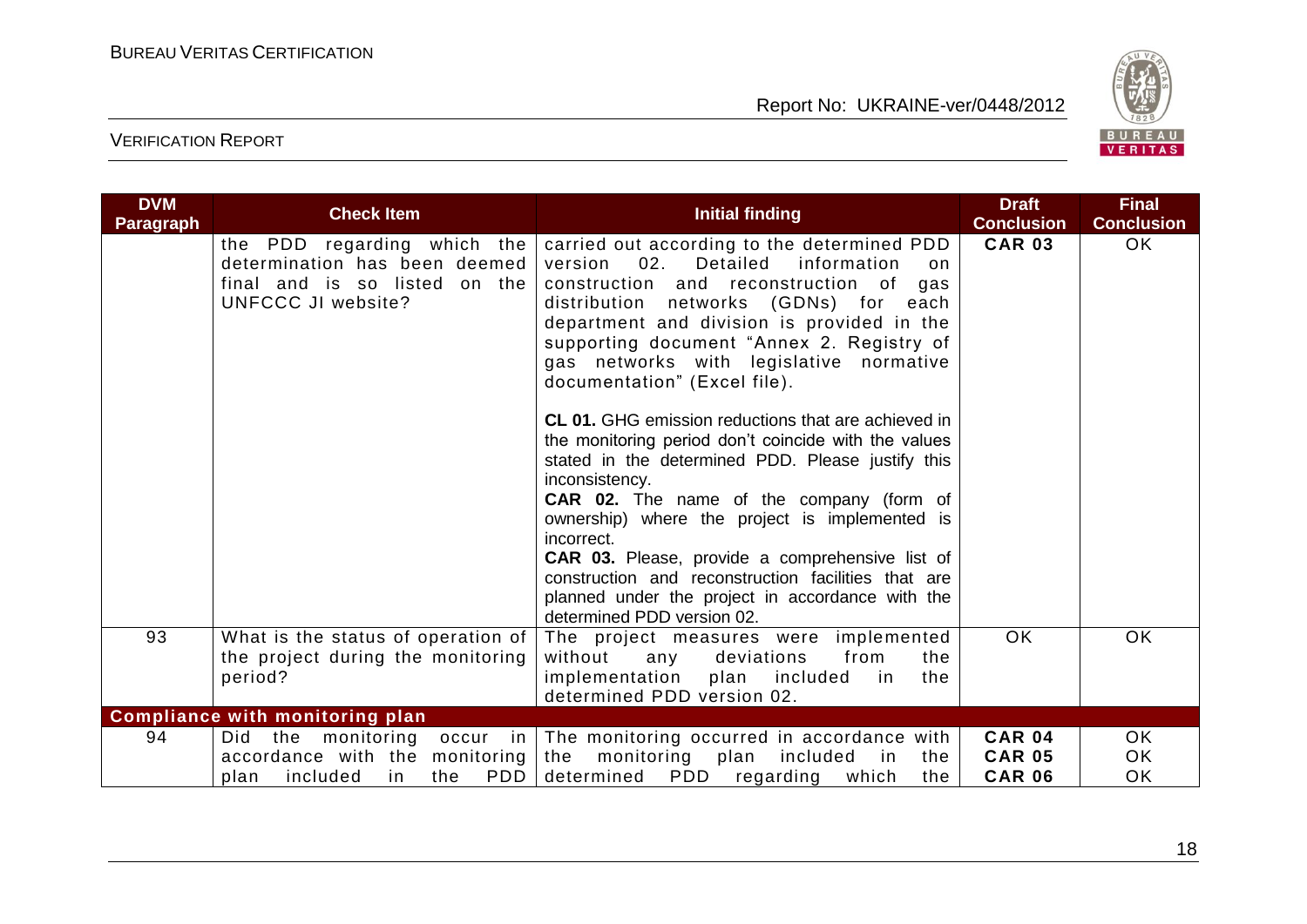| DVM Paragraph | Check Item | Initial finding | Draft Conclusion | Final Conclusion |
|---|---|---|---|---|
| | the PDD regarding which the determination has been deemed final and is so listed on the UNFCCC JI website? | carried out according to the determined PDD version 02. Detailed information on construction and reconstruction of gas distribution networks (GDNs) for each department and division is provided in the supporting document "Annex 2. Registry of gas networks with legislative normative documentation" (Excel file).<br><br>**CL 01.** GHG emission reductions that are achieved in the monitoring period don't coincide with the values stated in the determined PDD. Please justify this inconsistency.<br>**CAR 02.** The name of the company (form of ownership) where the project is implemented is incorrect.<br>**CAR 03.** Please, provide a comprehensive list of construction and reconstruction facilities that are planned under the project in accordance with the determined PDD version 02. | **CAR 03** | OK |
| 93 | What is the status of operation of the project during the monitoring period? | The project measures were implemented without any deviations from the implementation plan included in the determined PDD version 02. | OK | OK |
| **Compliance with monitoring plan** | | | | |
| 94 | Did the monitoring occur in accordance with the monitoring plan included in the PDD | The monitoring occurred in accordance with the monitoring plan included in the determined PDD regarding which the | **CAR 04**<br>**CAR 05**<br>**CAR 06** | OK<br>OK<br>OK |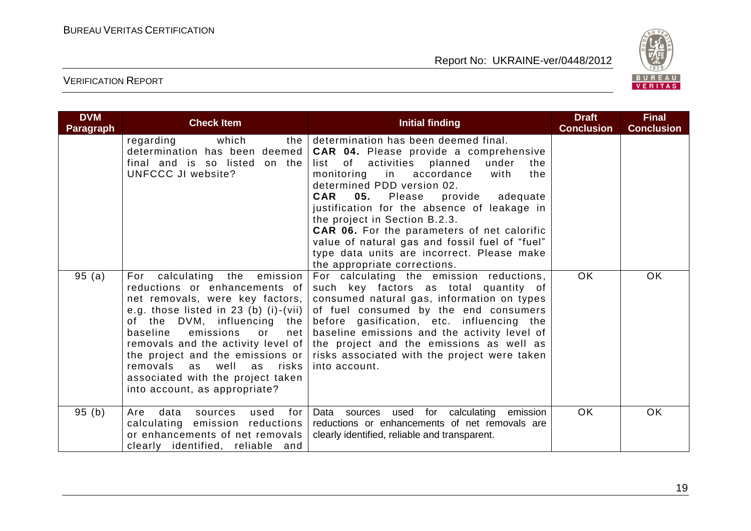| DVM Paragraph | Check Item | Initial finding | Draft Conclusion | Final Conclusion |
|---|---|---|---|---|
| | regarding which the determination has been deemed final and is so listed on the UNFCCC JI website? | determination has been deemed final. **CAR 04.** Please provide a comprehensive list of activities planned under the monitoring in accordance with the determined PDD version 02. **CAR 05.** Please provide adequate justification for the absence of leakage in the project in Section B.2.3. **CAR 06.** For the parameters of net calorific value of natural gas and fossil fuel of "fuel" type data units are incorrect. Please make the appropriate corrections. | | |
| 95 (a) | For calculating the emission reductions or enhancements of net removals, were key factors, e.g. those listed in 23 (b) (i)-(vii) of the DVM, influencing the baseline emissions or net removals and the activity level of the project and the emissions or removals as well as risks associated with the project taken into account, as appropriate? | For calculating the emission reductions, such key factors as total quantity of consumed natural gas, information on types of fuel consumed by the end consumers before gasification, etc. influencing the baseline emissions and the activity level of the project and the emissions as well as risks associated with the project were taken into account. | OK | OK |
| 95 (b) | Are data sources used for calculating emission reductions or enhancements of net removals clearly identified, reliable and | Data sources used for calculating emission reductions or enhancements of net removals are clearly identified, reliable and transparent. | OK | OK |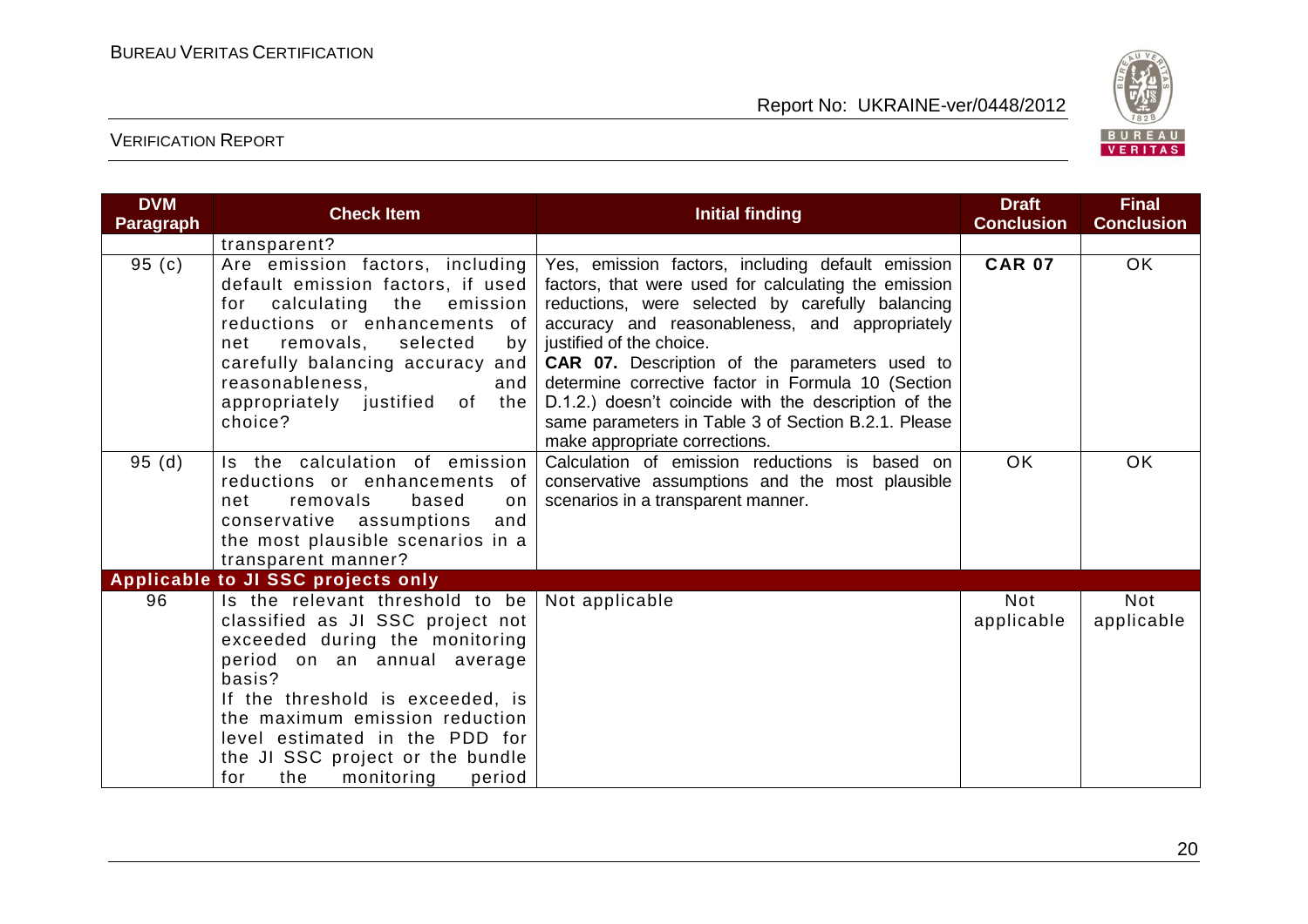| DVM Paragraph | Check Item | Initial finding | Draft Conclusion | Final Conclusion |
|---|---|---|---|---|
| | transparent? | | | |
| 95 (c) | Are emission factors, including default emission factors, if used for calculating the emission reductions or enhancements of net removals, selected by carefully balancing accuracy and reasonableness, and appropriately justified of the choice? | Yes, emission factors, including default emission factors, that were used for calculating the emission reductions, were selected by carefully balancing accuracy and reasonableness, and appropriately justified of the choice. **CAR 07.** Description of the parameters used to determine corrective factor in Formula 10 (Section D.1.2.) doesn't coincide with the description of the same parameters in Table 3 of Section B.2.1. Please make appropriate corrections. | **CAR 07** | OK |
| 95 (d) | Is the calculation of emission reductions or enhancements of net removals based on conservative assumptions and the most plausible scenarios in a transparent manner? | Calculation of emission reductions is based on conservative assumptions and the most plausible scenarios in a transparent manner. | OK | OK |
| **Applicable to JI SSC projects only** | | | | |
| 96 | Is the relevant threshold to be classified as JI SSC project not exceeded during the monitoring period on an annual average basis? If the threshold is exceeded, is the maximum emission reduction level estimated in the PDD for the JI SSC project or the bundle for the monitoring period | Not applicable | Not applicable | Not applicable |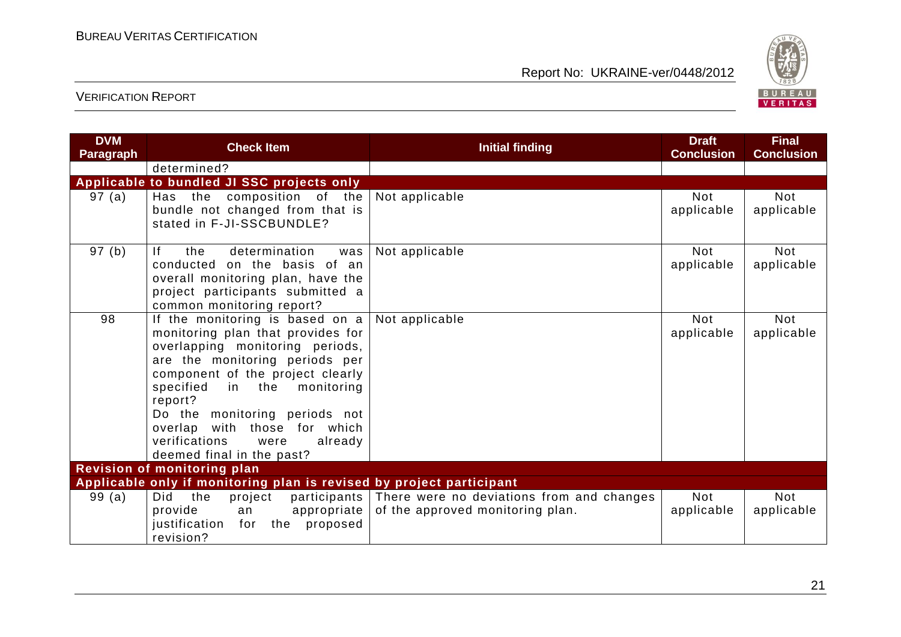| DVM Paragraph | Check Item | Initial finding | Draft Conclusion | Final Conclusion |
|---|---|---|---|---|
| | determined? | | | |
| **Applicable to bundled JI SSC projects only** | | | | |
| 97 (a) | Has the composition of the bundle not changed from that is stated in F-JI-SSCBUNDLE? | Not applicable | Not applicable | Not applicable |
| 97 (b) | If the determination was conducted on the basis of an overall monitoring plan, have the project participants submitted a common monitoring report? | Not applicable | Not applicable | Not applicable |
| 98 | If the monitoring is based on a monitoring plan that provides for overlapping monitoring periods, are the monitoring periods per component of the project clearly specified in the monitoring report? Do the monitoring periods not overlap with those for which verifications were already deemed final in the past? | Not applicable | Not applicable | Not applicable |
| **Revision of monitoring plan** | | | | |
| **Applicable only if monitoring plan is revised by project participant** | | | | |
| 99 (a) | Did the project participants provide an appropriate justification for the proposed revision? | There were no deviations from and changes of the approved monitoring plan. | Not applicable | Not applicable |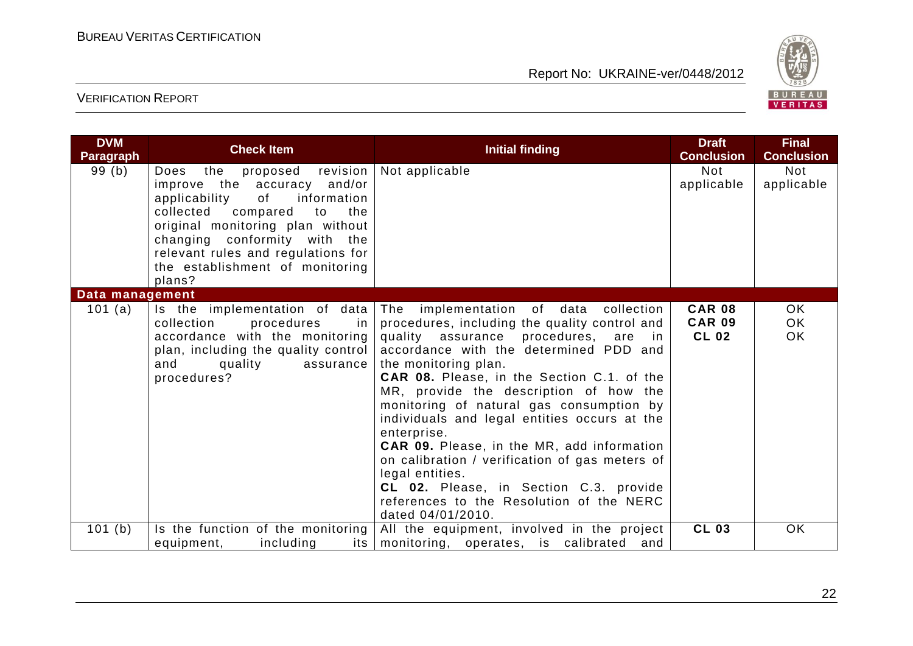| DVM Paragraph | Check Item | Initial finding | Draft Conclusion | Final Conclusion |
|---|---|---|---|---|
| 99 (b) | Does the proposed revision improve the accuracy and/or applicability of information collected compared to the original monitoring plan without changing conformity with the relevant rules and regulations for the establishment of monitoring plans? | Not applicable | Not applicable | Not applicable |
| **Data management** | | | | |
| 101 (a) | Is the implementation of data collection procedures in accordance with the monitoring plan, including the quality control and quality assurance procedures? | The implementation of data collection procedures, including the quality control and quality assurance procedures, are in accordance with the determined PDD and the monitoring plan.<br>**CAR 08.** Please, in the Section C.1. of the MR, provide the description of how the monitoring of natural gas consumption by individuals and legal entities occurs at the enterprise.<br>**CAR 09.** Please, in the MR, add information on calibration / verification of gas meters of legal entities.<br>**CL 02.** Please, in Section C.3. provide references to the Resolution of the NERC dated 04/01/2010. | **CAR 08**<br>**CAR 09**<br>**CL 02** | OK<br>OK<br>OK |
| 101 (b) | Is the function of the monitoring equipment, including its | All the equipment, involved in the project monitoring, operates, is calibrated and | **CL 03** | OK |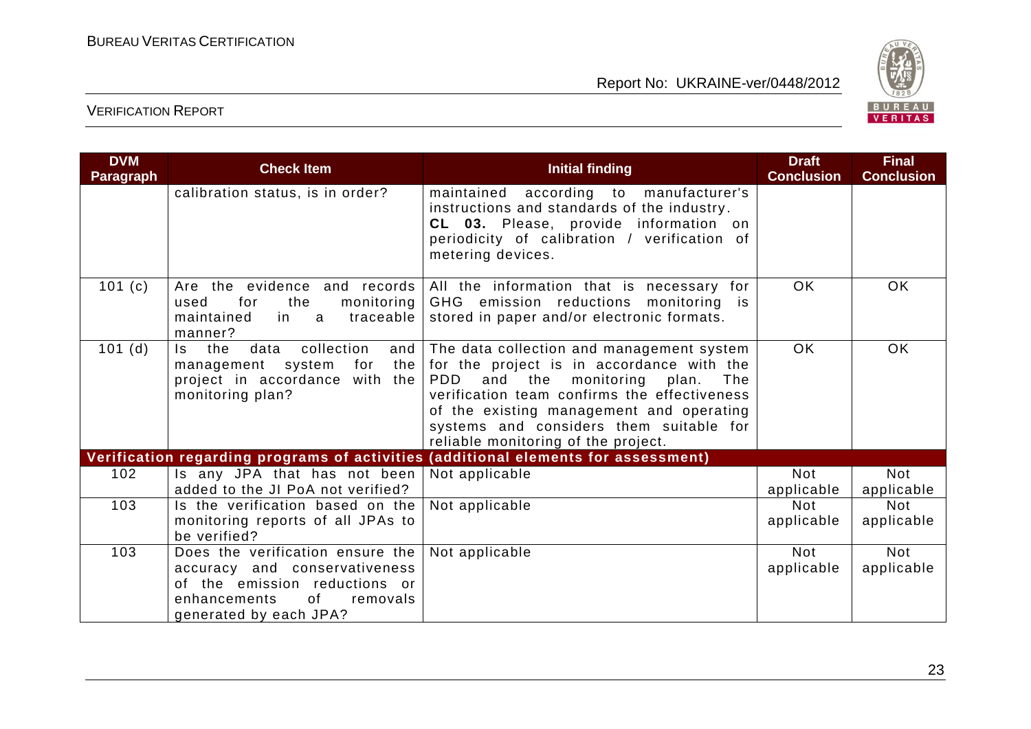| DVM Paragraph | Check Item | Initial finding | Draft Conclusion | Final Conclusion |
|---|---|---|---|---|
| | calibration status, is in order? | maintained according to manufacturer's instructions and standards of the industry. **CL 03.** Please, provide information on periodicity of calibration / verification of metering devices. | | |
| 101 (c) | Are the evidence and records used for the monitoring maintained in a traceable manner? | All the information that is necessary for GHG emission reductions monitoring is stored in paper and/or electronic formats. | OK | OK |
| 101 (d) | Is the data collection and management system for the project in accordance with the monitoring plan? | The data collection and management system for the project is in accordance with the PDD and the monitoring plan. The verification team confirms the effectiveness of the existing management and operating systems and considers them suitable for reliable monitoring of the project. | OK | OK |
| **Verification regarding programs of activities (additional elements for assessment)** | | | | |
| 102 | Is any JPA that has not been added to the JI PoA not verified? | Not applicable | Not applicable | Not applicable |
| 103 | Is the verification based on the monitoring reports of all JPAs to be verified? | Not applicable | Not applicable | Not applicable |
| 103 | Does the verification ensure the accuracy and conservativeness of the emission reductions or enhancements of removals generated by each JPA? | Not applicable | Not applicable | Not applicable |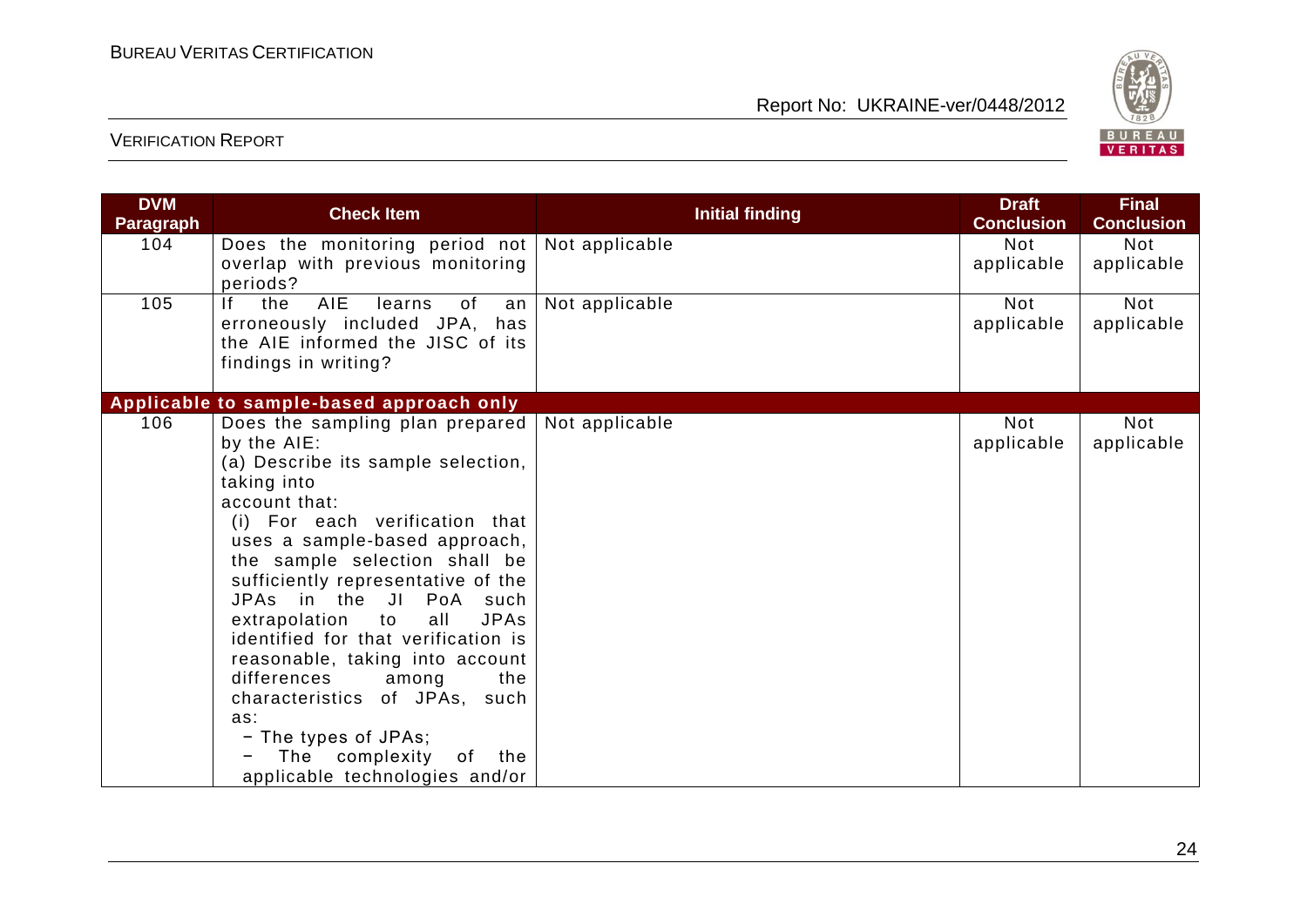| DVM Paragraph | Check Item | Initial finding | Draft Conclusion | Final Conclusion |
|---|---|---|---|---|
| 104 | Does the monitoring period not overlap with previous monitoring periods? | Not applicable | Not applicable | Not applicable |
| 105 | If the AIE learns of an erroneously included JPA, has the AIE informed the JISC of its findings in writing? | Not applicable | Not applicable | Not applicable |
| **Applicable to sample-based approach only** | | | | |
| 106 | Does the sampling plan prepared by the AIE:<br>(a) Describe its sample selection, taking into account that:<br>(i) For each verification that uses a sample-based approach, the sample selection shall be sufficiently representative of the JPAs in the JI PoA such extrapolation to all JPAs identified for that verification is reasonable, taking into account differences among the characteristics of JPAs, such as:<br>− The types of JPAs;<br>− The complexity of the applicable technologies and/or | Not applicable | Not applicable | Not applicable |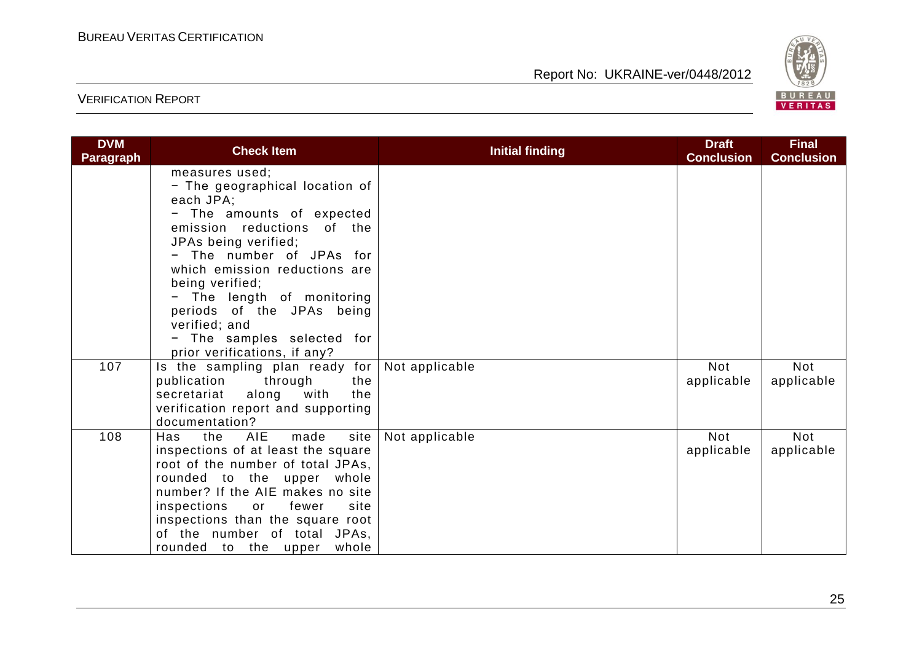| DVM Paragraph | Check Item | Initial finding | Draft Conclusion | Final Conclusion |
|---|---|---|---|---|
| | measures used;<br>− The geographical location of each JPA;<br>− The amounts of expected emission reductions of the JPAs being verified;<br>− The number of JPAs for which emission reductions are being verified;<br>− The length of monitoring periods of the JPAs being verified; and<br>− The samples selected for prior verifications, if any? | | | |
| 107 | Is the sampling plan ready for publication through the secretariat along with the verification report and supporting documentation? | Not applicable | Not applicable | Not applicable |
| 108 | Has the AIE made site inspections of at least the square root of the number of total JPAs, rounded to the upper whole number? If the AIE makes no site inspections or fewer site inspections than the square root of the number of total JPAs, rounded to the upper whole | Not applicable | Not applicable | Not applicable |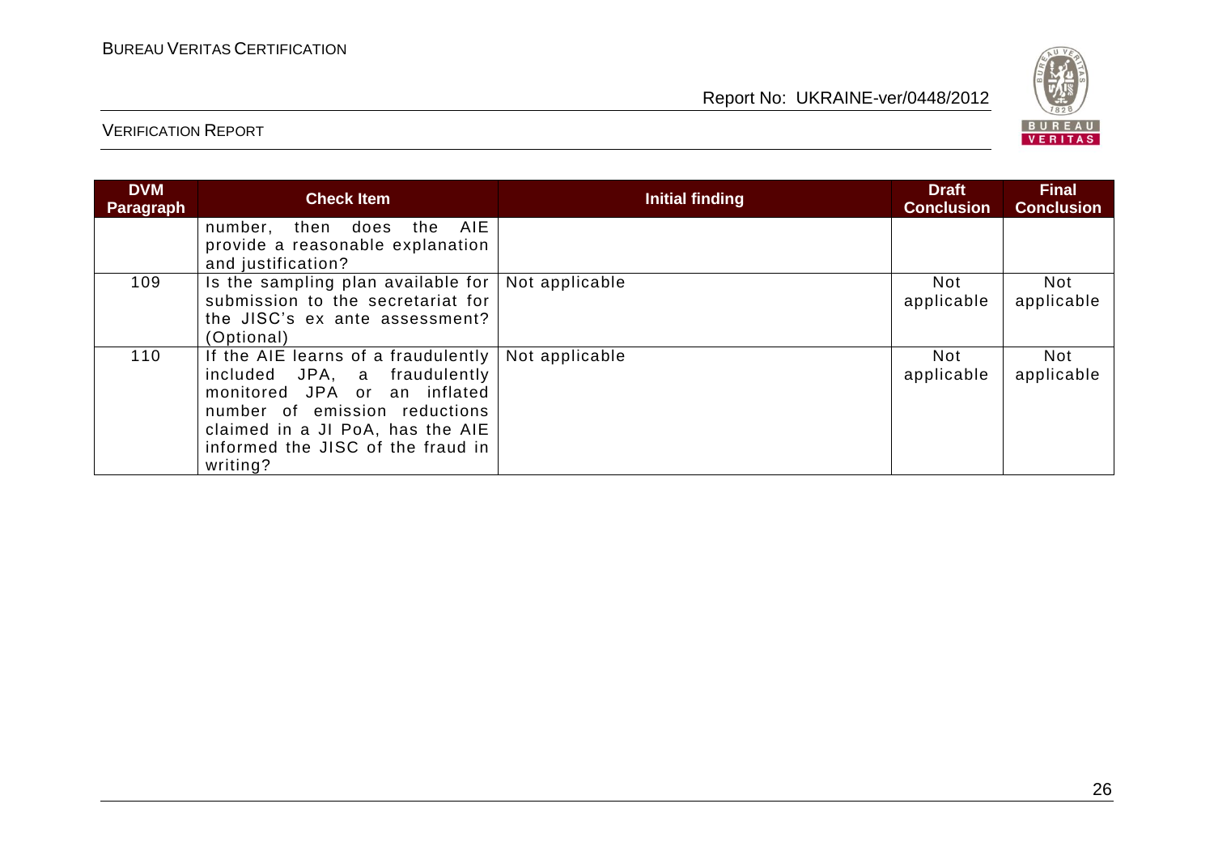| DVM Paragraph | Check Item | Initial finding | Draft Conclusion | Final Conclusion |
|---|---|---|---|---|
| | number, then does the AIE provide a reasonable explanation and justification? | | | |
| 109 | Is the sampling plan available for submission to the secretariat for the JISC's ex ante assessment? (Optional) | Not applicable | Not applicable | Not applicable |
| 110 | If the AIE learns of a fraudulently included JPA, a fraudulently monitored JPA or an inflated number of emission reductions claimed in a JI PoA, has the AIE informed the JISC of the fraud in writing? | Not applicable | Not applicable | Not applicable |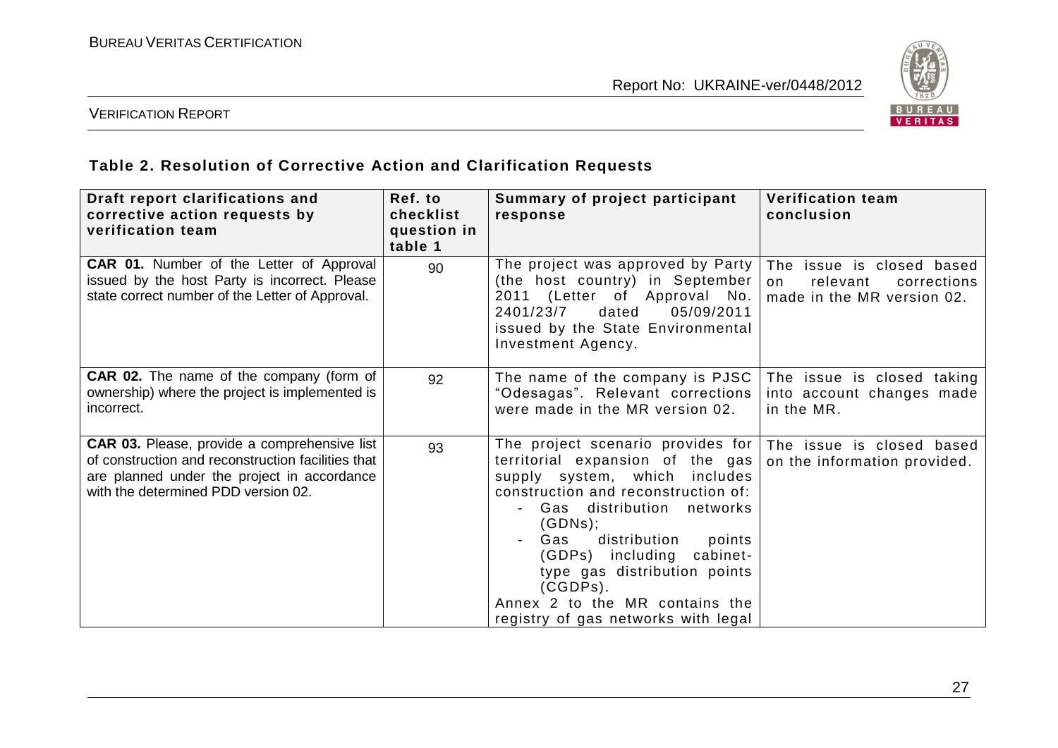## Table 2. Resolution of Corrective Action and Clarification Requests

| Draft report clarifications and corrective action requests by verification team | Ref. to checklist question in table 1 | Summary of project participant response | Verification team conclusion |
|---|---|---|---|
| **CAR 01.** Number of the Letter of Approval issued by the host Party is incorrect. Please state correct number of the Letter of Approval. | 90 | The project was approved by Party (the host country) in September 2011 (Letter of Approval No. 2401/23/7 dated 05/09/2011 issued by the State Environmental Investment Agency. | The issue is closed based on relevant corrections made in the MR version 02. |
| **CAR 02.** The name of the company (form of ownership) where the project is implemented is incorrect. | 92 | The name of the company is PJSC "Odesagas". Relevant corrections were made in the MR version 02. | The issue is closed taking into account changes made in the MR. |
| **CAR 03.** Please, provide a comprehensive list of construction and reconstruction facilities that are planned under the project in accordance with the determined PDD version 02. | 93 | The project scenario provides for territorial expansion of the gas supply system, which includes construction and reconstruction of:<br>- Gas distribution networks (GDNs);<br>- Gas distribution points (GDPs) including cabinet-type gas distribution points (CGDPs).<br>Annex 2 to the MR contains the registry of gas networks with legal | The issue is closed based on the information provided. |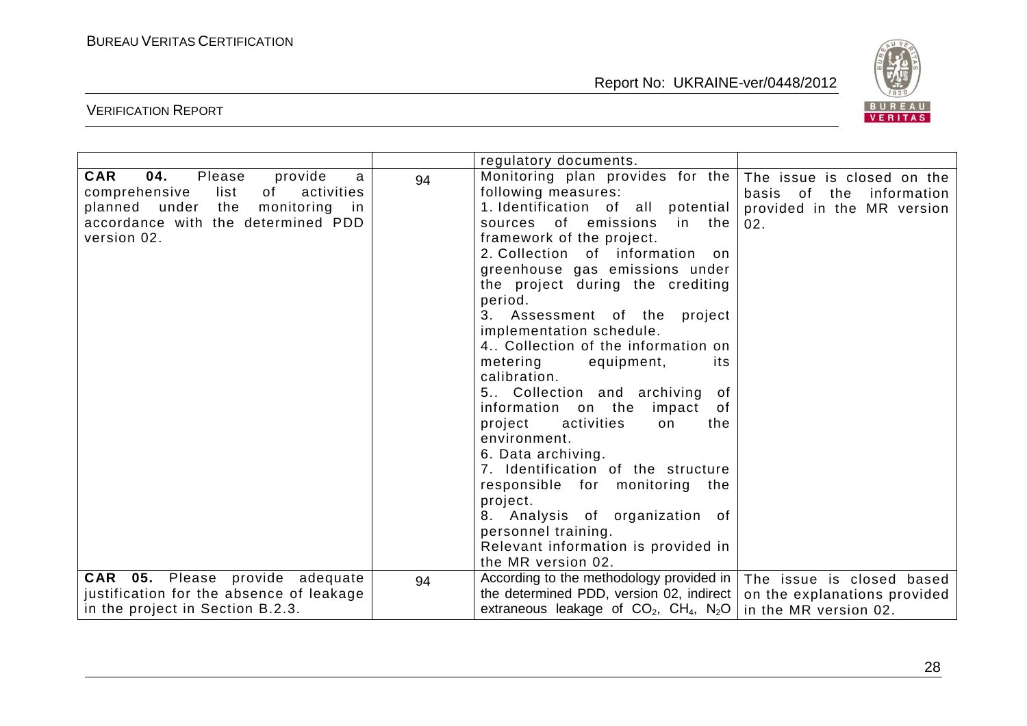| | | | |
|---|---|---|---|
| | | regulatory documents. | |
| **CAR 04.** Please provide a comprehensive list of activities planned under the monitoring in accordance with the determined PDD version 02. | 94 | Monitoring plan provides for the following measures:<br>1. Identification of all potential sources of emissions in the framework of the project.<br>2. Collection of information on greenhouse gas emissions under the project during the crediting period.<br>3. Assessment of the project implementation schedule.<br>4.. Collection of the information on metering equipment, its calibration.<br>5.. Collection and archiving of information on the impact of project activities on the environment.<br>6. Data archiving.<br>7. Identification of the structure responsible for monitoring the project.<br>8. Analysis of organization of personnel training.<br>Relevant information is provided in the MR version 02. | The issue is closed on the basis of the information provided in the MR version 02. |
| **CAR 05.** Please provide adequate justification for the absence of leakage in the project in Section B.2.3. | 94 | According to the methodology provided in the determined PDD, version 02, indirect extraneous leakage of $CO_2$, $CH_4$, $N_2O$ | The issue is closed based on the explanations provided in the MR version 02. |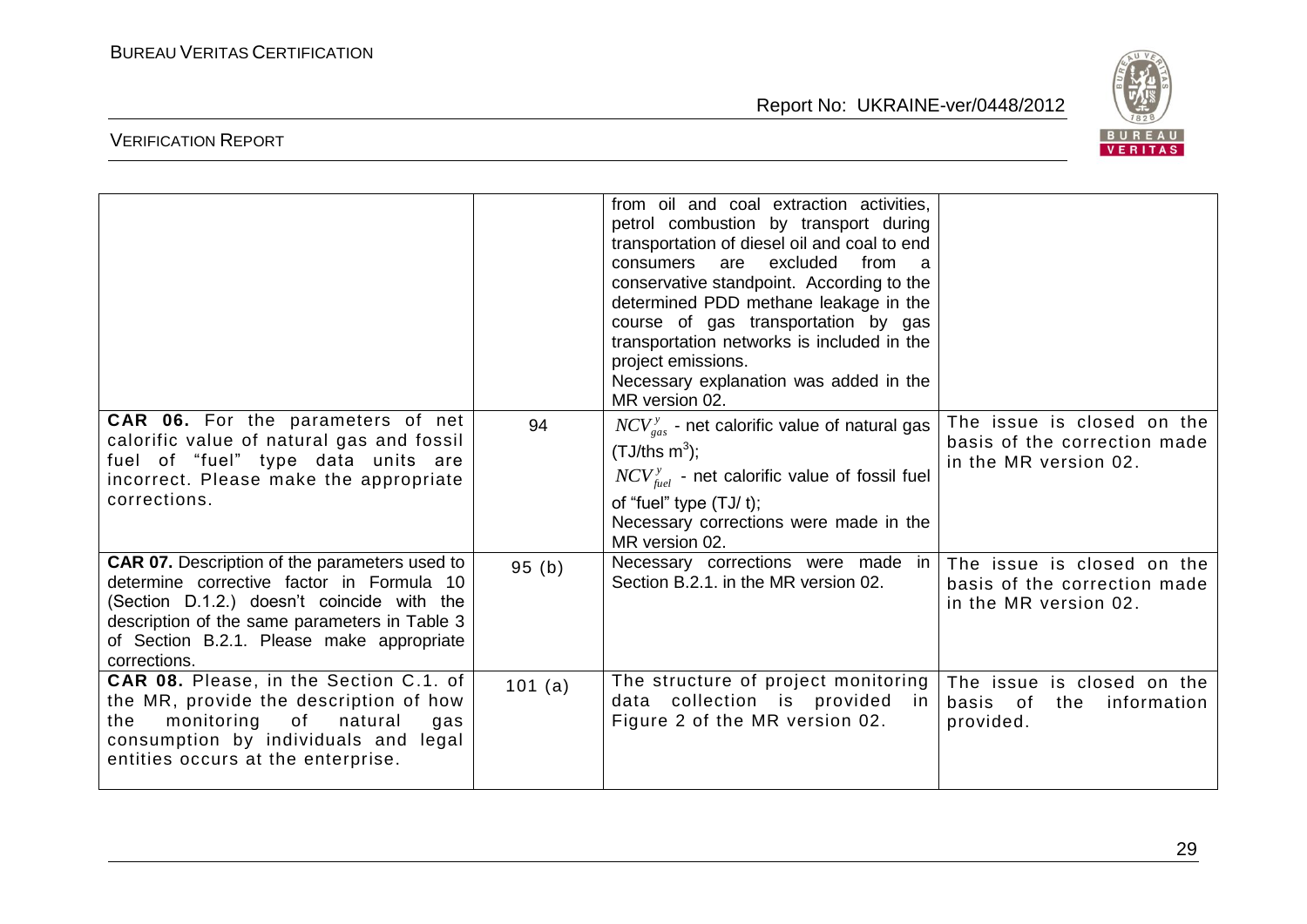| | | | |
|---|---|---|---|
| | | from oil and coal extraction activities, petrol combustion by transport during transportation of diesel oil and coal to end consumers are excluded from a conservative standpoint. According to the determined PDD methane leakage in the course of gas transportation by gas transportation networks is included in the project emissions.<br>Necessary explanation was added in the MR version 02. | |
| **CAR 06.** For the parameters of net calorific value of natural gas and fossil fuel of "fuel" type data units are incorrect. Please make the appropriate corrections. | 94 | $NCV^{y}_{gas}$ - net calorific value of natural gas (TJ/ths $m^3$);<br>$NCV^{y}_{fuel}$ - net calorific value of fossil fuel of "fuel" type (TJ/ t);<br>Necessary corrections were made in the MR version 02. | The issue is closed on the basis of the correction made in the MR version 02. |
| **CAR 07.** Description of the parameters used to determine corrective factor in Formula 10 (Section D.1.2.) doesn't coincide with the description of the same parameters in Table 3 of Section B.2.1. Please make appropriate corrections. | 95 (b) | Necessary corrections were made in Section B.2.1. in the MR version 02. | The issue is closed on the basis of the correction made in the MR version 02. |
| **CAR 08.** Please, in the Section C.1. of the MR, provide the description of how the monitoring of natural gas consumption by individuals and legal entities occurs at the enterprise. | 101 (a) | The structure of project monitoring data collection is provided in Figure 2 of the MR version 02. | The issue is closed on the basis of the information provided. |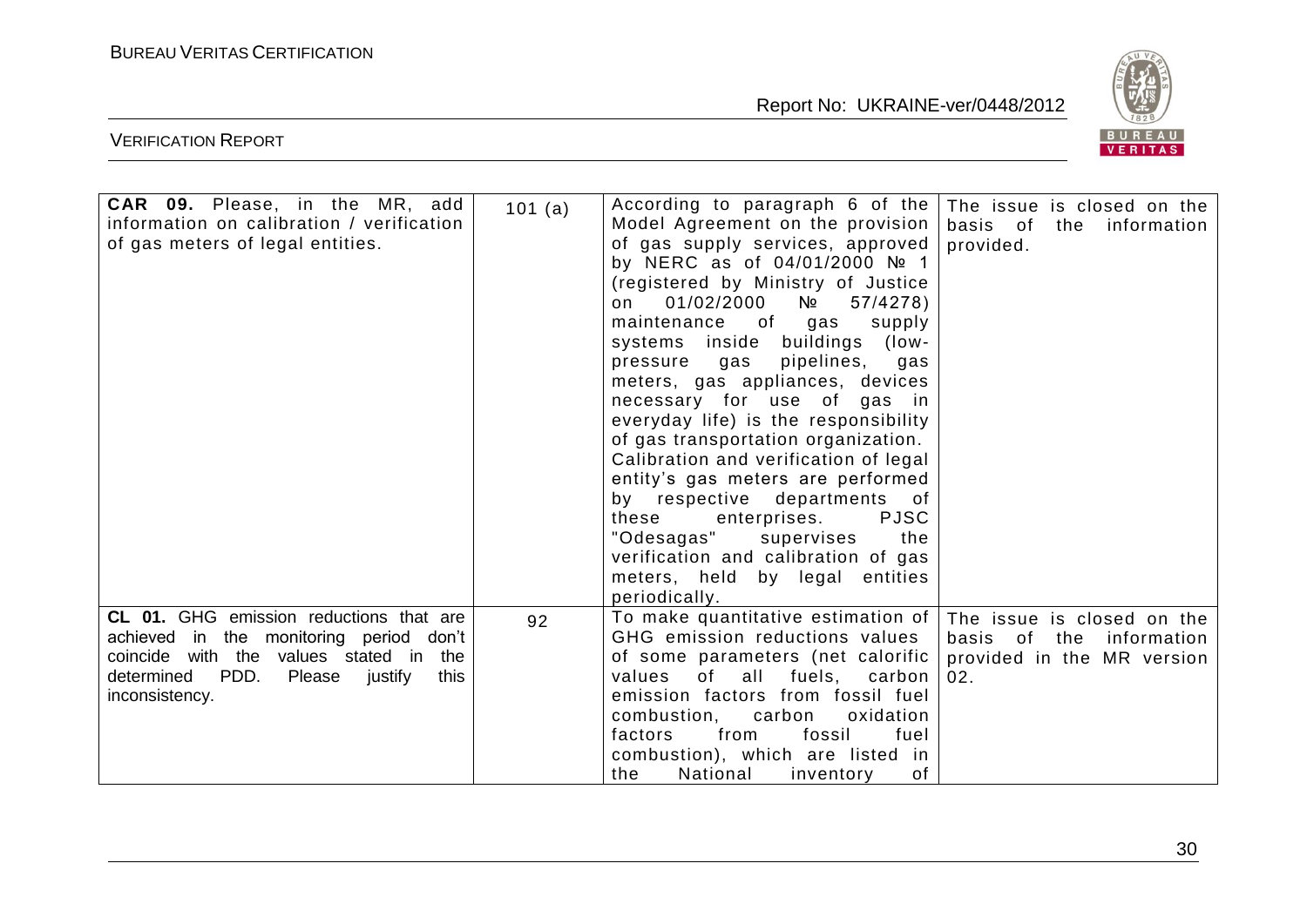| | | | |
|---|---|---|---|
| **CAR 09.** Please, in the MR, add information on calibration / verification of gas meters of legal entities. | 101 (a) | According to paragraph 6 of the Model Agreement on the provision of gas supply services, approved by NERC as of 04/01/2000 № 1 (registered by Ministry of Justice on 01/02/2000 № 57/4278) maintenance of gas supply systems inside buildings (low-pressure gas pipelines, gas meters, gas appliances, devices necessary for use of gas in everyday life) is the responsibility of gas transportation organization. Calibration and verification of legal entity's gas meters are performed by respective departments of these enterprises. PJSC "Odesagas" supervises the verification and calibration of gas meters, held by legal entities periodically. | The issue is closed on the basis of the information provided. |
| **CL 01.** GHG emission reductions that are achieved in the monitoring period don't coincide with the values stated in the determined PDD. Please justify this inconsistency. | 92 | To make quantitative estimation of GHG emission reductions values of some parameters (net calorific values of all fuels, carbon emission factors from fossil fuel combustion, carbon oxidation factors from fossil fuel combustion), which are listed in the National inventory of | The issue is closed on the basis of the information provided in the MR version 02. |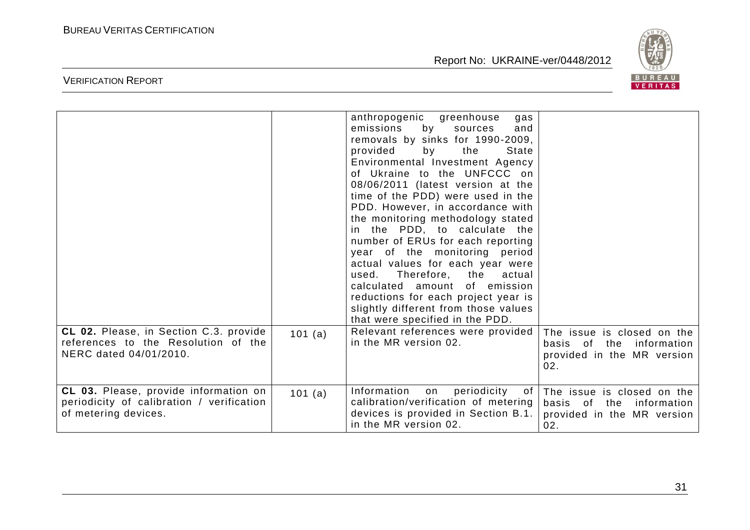| | | | |
|---|---|---|---|
| | | anthropogenic greenhouse gas emissions by sources and removals by sinks for 1990-2009, provided by the State Environmental Investment Agency of Ukraine to the UNFCCC on 08/06/2011 (latest version at the time of the PDD) were used in the PDD. However, in accordance with the monitoring methodology stated in the PDD, to calculate the number of ERUs for each reporting year of the monitoring period actual values for each year were used. Therefore, the actual calculated amount of emission reductions for each project year is slightly different from those values that were specified in the PDD. | |
| **CL 02.** Please, in Section C.3. provide references to the Resolution of the NERC dated 04/01/2010. | 101 (a) | Relevant references were provided in the MR version 02. | The issue is closed on the basis of the information provided in the MR version 02. |
| **CL 03.** Please, provide information on periodicity of calibration / verification of metering devices. | 101 (a) | Information on periodicity of calibration/verification of metering devices is provided in Section B.1. in the MR version 02. | The issue is closed on the basis of the information provided in the MR version 02. |